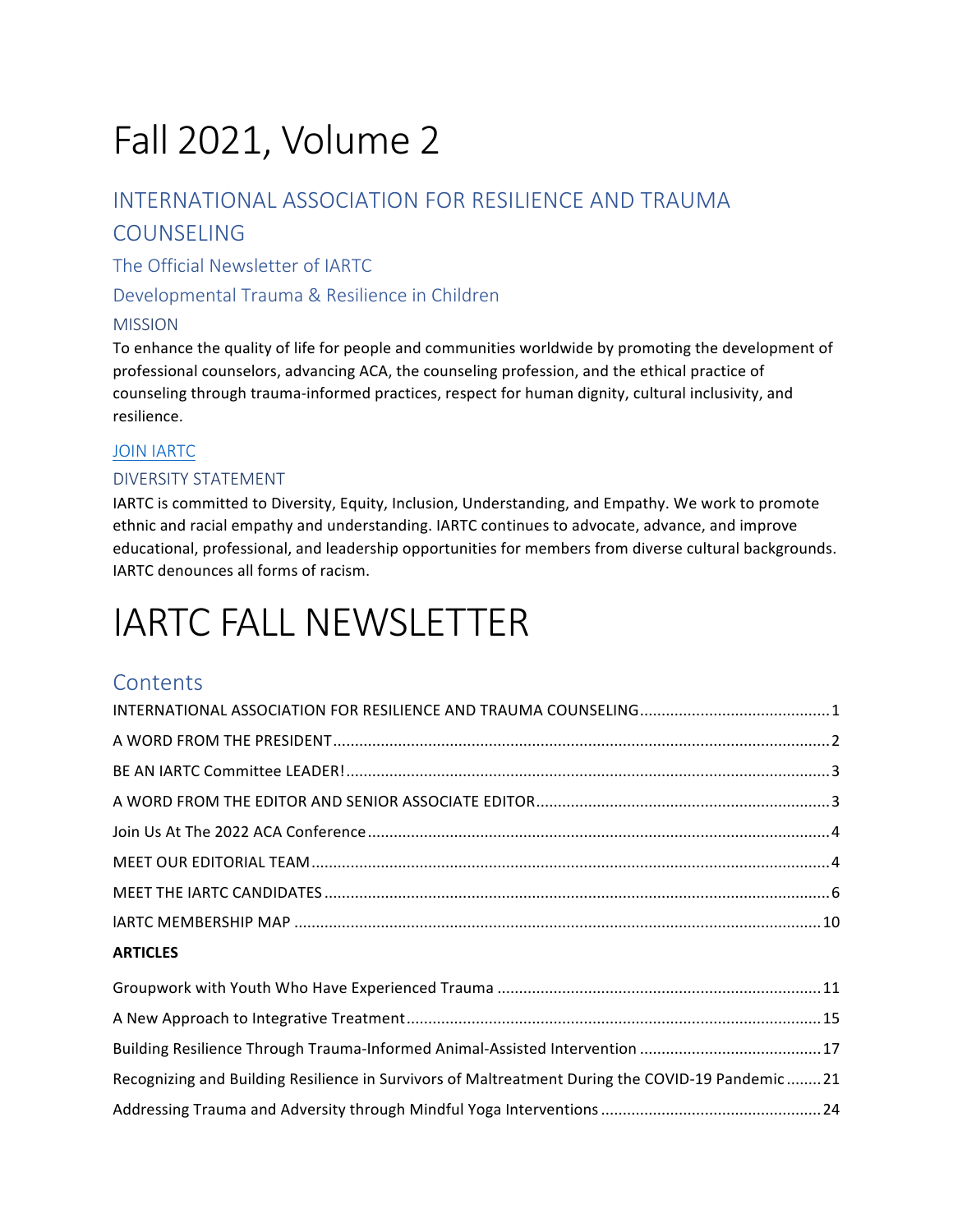# Fall 2021, Volume 2

## INTERNATIONAL ASSOCIATION FOR RESILIENCE AND TRAUMA COUNSELING

### The Official Newsletter of IARTC

### Developmental Trauma & Resilience in Children

#### MISSION

To enhance the quality of life for people and communities worldwide by promoting the development of professional counselors, advancing ACA, the counseling profession, and the ethical practice of counseling through trauma-informed practices, respect for human dignity, cultural inclusivity, and resilience.

JOIN IARTC

#### DIVERSITY STATEMENT

IARTC is committed to Diversity, Equity, Inclusion, Understanding, and Empathy. We work to promote ethnic and racial empathy and understanding. IARTC continues to advocate, advance, and improve educational, professional, and leadership opportunities for members from diverse cultural backgrounds. IARTC denounces all forms of racism.

# IARTC FALL NEWSLETTER

## Contents

INTERNATIONAL ASSOCIATION FOR RESILIENCE AND TRAUMA COUNSELING ........ 1

A WORD FROM THE PRESIDENT ........ 2

BE AN IARTC Committee LEADER! ........ 3

A WORD FROM THE EDITOR AND SENIOR ASSOCIATE EDITOR ........ 3

Join Us At The 2022 ACA Conference ........ 4

MEET OUR EDITORIAL TEAM ........ 4

MEET THE IARTC CANDIDATES ........ 6

IARTC MEMBERSHIP MAP ........ 10

**ARTICLES**

Groupwork with Youth Who Have Experienced Trauma ........ 11

A New Approach to Integrative Treatment ........ 15

Building Resilience Through Trauma-Informed Animal-Assisted Intervention ........ 17

Recognizing and Building Resilience in Survivors of Maltreatment During the COVID-19 Pandemic ........ 21

Addressing Trauma and Adversity through Mindful Yoga Interventions ........ 24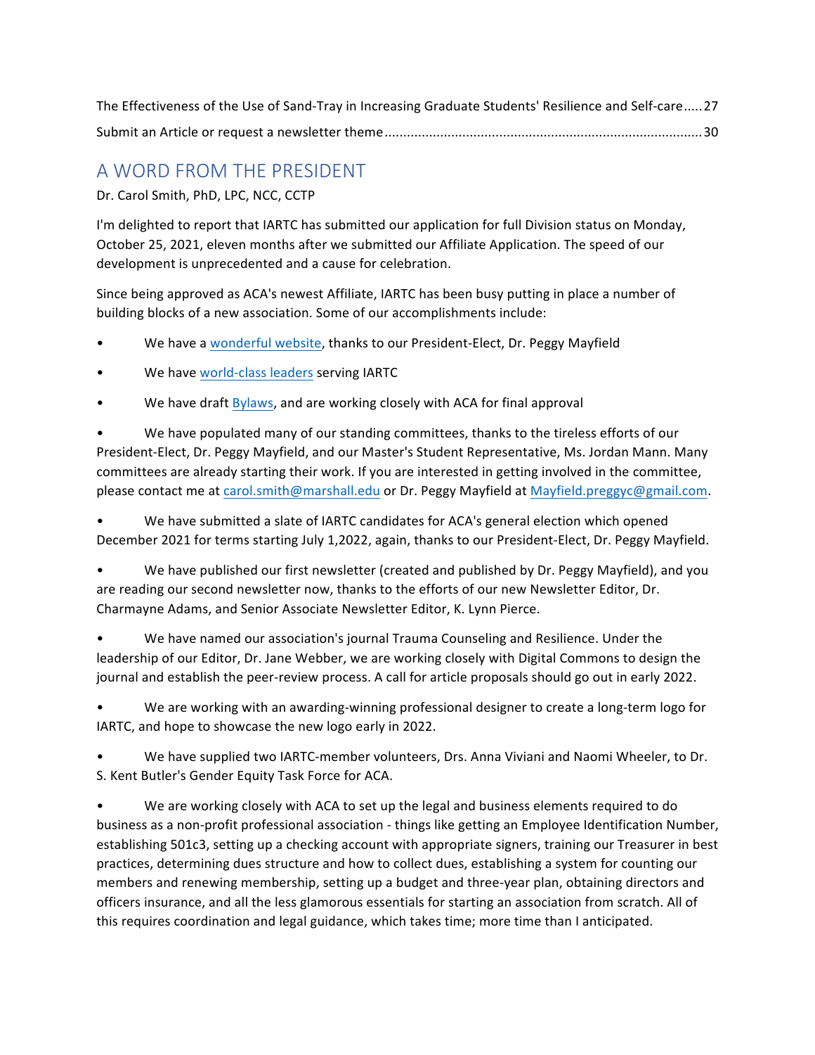The Effectiveness of the Use of Sand-Tray in Increasing Graduate Students' Resilience and Self-care.....27

Submit an Article or request a newsletter theme.....30

## A WORD FROM THE PRESIDENT

Dr. Carol Smith, PhD, LPC, NCC, CCTP

I'm delighted to report that IARTC has submitted our application for full Division status on Monday, October 25, 2021, eleven months after we submitted our Affiliate Application. The speed of our development is unprecedented and a cause for celebration.

Since being approved as ACA's newest Affiliate, IARTC has been busy putting in place a number of building blocks of a new association. Some of our accomplishments include:

- We have a wonderful website, thanks to our President-Elect, Dr. Peggy Mayfield
- We have world-class leaders serving IARTC
- We have draft Bylaws, and are working closely with ACA for final approval
- We have populated many of our standing committees, thanks to the tireless efforts of our President-Elect, Dr. Peggy Mayfield, and our Master's Student Representative, Ms. Jordan Mann. Many committees are already starting their work. If you are interested in getting involved in the committee, please contact me at carol.smith@marshall.edu or Dr. Peggy Mayfield at Mayfield.preggyc@gmail.com.
- We have submitted a slate of IARTC candidates for ACA's general election which opened December 2021 for terms starting July 1,2022, again, thanks to our President-Elect, Dr. Peggy Mayfield.
- We have published our first newsletter (created and published by Dr. Peggy Mayfield), and you are reading our second newsletter now, thanks to the efforts of our new Newsletter Editor, Dr. Charmayne Adams, and Senior Associate Newsletter Editor, K. Lynn Pierce.
- We have named our association's journal Trauma Counseling and Resilience. Under the leadership of our Editor, Dr. Jane Webber, we are working closely with Digital Commons to design the journal and establish the peer-review process. A call for article proposals should go out in early 2022.
- We are working with an awarding-winning professional designer to create a long-term logo for IARTC, and hope to showcase the new logo early in 2022.
- We have supplied two IARTC-member volunteers, Drs. Anna Viviani and Naomi Wheeler, to Dr. S. Kent Butler's Gender Equity Task Force for ACA.
- We are working closely with ACA to set up the legal and business elements required to do business as a non-profit professional association - things like getting an Employee Identification Number, establishing 501c3, setting up a checking account with appropriate signers, training our Treasurer in best practices, determining dues structure and how to collect dues, establishing a system for counting our members and renewing membership, setting up a budget and three-year plan, obtaining directors and officers insurance, and all the less glamorous essentials for starting an association from scratch. All of this requires coordination and legal guidance, which takes time; more time than I anticipated.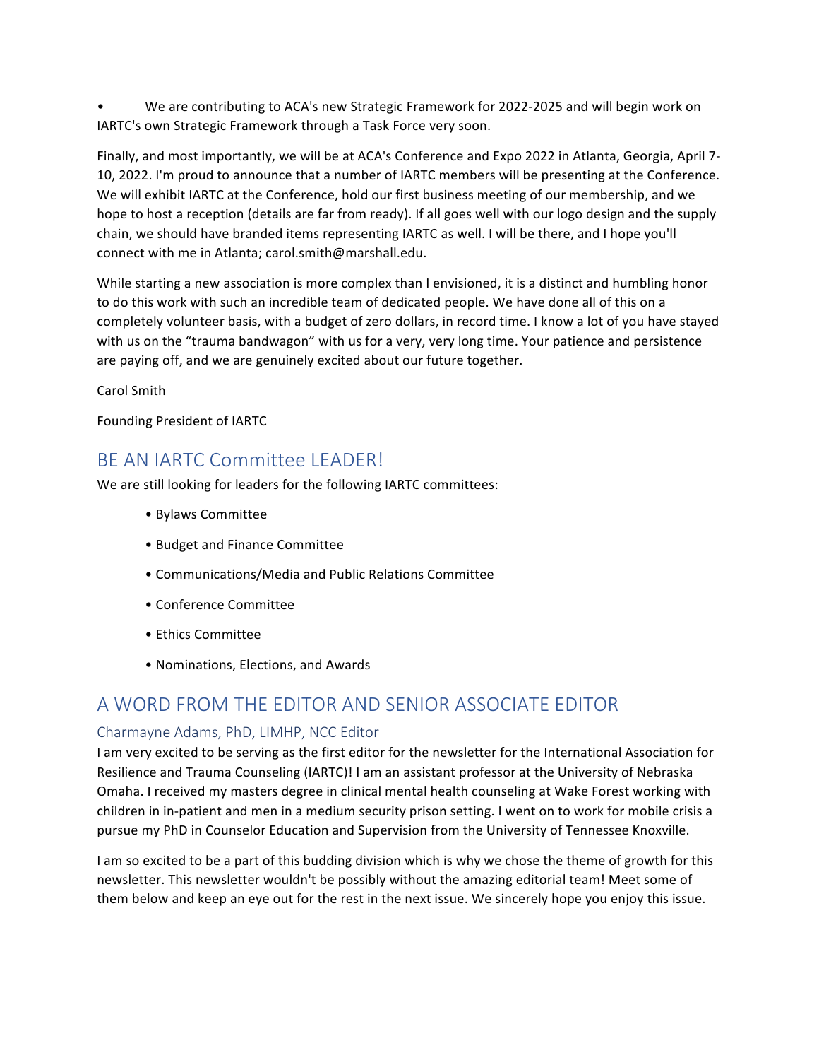- We are contributing to ACA's new Strategic Framework for 2022-2025 and will begin work on IARTC's own Strategic Framework through a Task Force very soon.

Finally, and most importantly, we will be at ACA's Conference and Expo 2022 in Atlanta, Georgia, April 7-10, 2022. I'm proud to announce that a number of IARTC members will be presenting at the Conference. We will exhibit IARTC at the Conference, hold our first business meeting of our membership, and we hope to host a reception (details are far from ready). If all goes well with our logo design and the supply chain, we should have branded items representing IARTC as well. I will be there, and I hope you'll connect with me in Atlanta; carol.smith@marshall.edu.

While starting a new association is more complex than I envisioned, it is a distinct and humbling honor to do this work with such an incredible team of dedicated people. We have done all of this on a completely volunteer basis, with a budget of zero dollars, in record time. I know a lot of you have stayed with us on the "trauma bandwagon" with us for a very, very long time. Your patience and persistence are paying off, and we are genuinely excited about our future together.

Carol Smith

Founding President of IARTC

## BE AN IARTC Committee LEADER!

We are still looking for leaders for the following IARTC committees:

- Bylaws Committee
- Budget and Finance Committee
- Communications/Media and Public Relations Committee
- Conference Committee
- Ethics Committee
- Nominations, Elections, and Awards

## A WORD FROM THE EDITOR AND SENIOR ASSOCIATE EDITOR

### Charmayne Adams, PhD, LIMHP, NCC Editor

I am very excited to be serving as the first editor for the newsletter for the International Association for Resilience and Trauma Counseling (IARTC)! I am an assistant professor at the University of Nebraska Omaha. I received my masters degree in clinical mental health counseling at Wake Forest working with children in in-patient and men in a medium security prison setting. I went on to work for mobile crisis a pursue my PhD in Counselor Education and Supervision from the University of Tennessee Knoxville.

I am so excited to be a part of this budding division which is why we chose the theme of growth for this newsletter. This newsletter wouldn't be possibly without the amazing editorial team! Meet some of them below and keep an eye out for the rest in the next issue. We sincerely hope you enjoy this issue.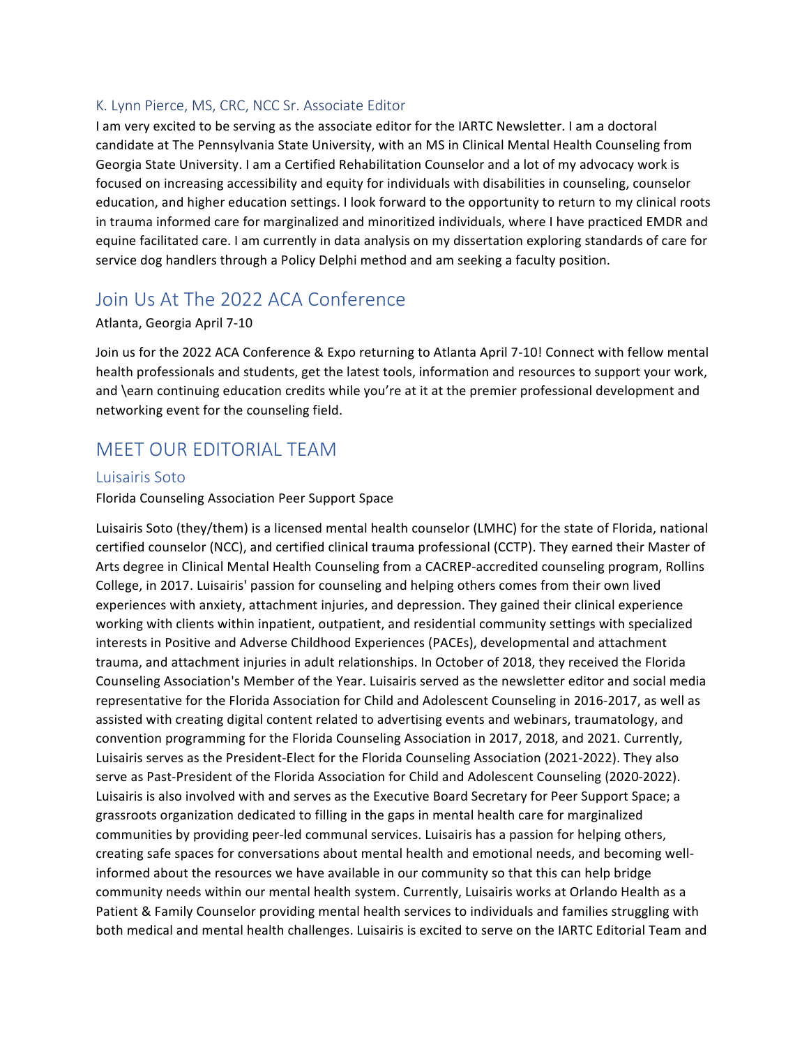### K. Lynn Pierce, MS, CRC, NCC Sr. Associate Editor

I am very excited to be serving as the associate editor for the IARTC Newsletter. I am a doctoral candidate at The Pennsylvania State University, with an MS in Clinical Mental Health Counseling from Georgia State University. I am a Certified Rehabilitation Counselor and a lot of my advocacy work is focused on increasing accessibility and equity for individuals with disabilities in counseling, counselor education, and higher education settings. I look forward to the opportunity to return to my clinical roots in trauma informed care for marginalized and minoritized individuals, where I have practiced EMDR and equine facilitated care. I am currently in data analysis on my dissertation exploring standards of care for service dog handlers through a Policy Delphi method and am seeking a faculty position.

## Join Us At The 2022 ACA Conference

Atlanta, Georgia April 7-10

Join us for the 2022 ACA Conference & Expo returning to Atlanta April 7-10! Connect with fellow mental health professionals and students, get the latest tools, information and resources to support your work, and \earn continuing education credits while you're at it at the premier professional development and networking event for the counseling field.

## MEET OUR EDITORIAL TEAM

### Luisairis Soto

Florida Counseling Association Peer Support Space

Luisairis Soto (they/them) is a licensed mental health counselor (LMHC) for the state of Florida, national certified counselor (NCC), and certified clinical trauma professional (CCTP). They earned their Master of Arts degree in Clinical Mental Health Counseling from a CACREP-accredited counseling program, Rollins College, in 2017. Luisairis' passion for counseling and helping others comes from their own lived experiences with anxiety, attachment injuries, and depression. They gained their clinical experience working with clients within inpatient, outpatient, and residential community settings with specialized interests in Positive and Adverse Childhood Experiences (PACEs), developmental and attachment trauma, and attachment injuries in adult relationships. In October of 2018, they received the Florida Counseling Association's Member of the Year. Luisairis served as the newsletter editor and social media representative for the Florida Association for Child and Adolescent Counseling in 2016-2017, as well as assisted with creating digital content related to advertising events and webinars, traumatology, and convention programming for the Florida Counseling Association in 2017, 2018, and 2021. Currently, Luisairis serves as the President-Elect for the Florida Counseling Association (2021-2022). They also serve as Past-President of the Florida Association for Child and Adolescent Counseling (2020-2022). Luisairis is also involved with and serves as the Executive Board Secretary for Peer Support Space; a grassroots organization dedicated to filling in the gaps in mental health care for marginalized communities by providing peer-led communal services. Luisairis has a passion for helping others, creating safe spaces for conversations about mental health and emotional needs, and becoming well-informed about the resources we have available in our community so that this can help bridge community needs within our mental health system. Currently, Luisairis works at Orlando Health as a Patient & Family Counselor providing mental health services to individuals and families struggling with both medical and mental health challenges. Luisairis is excited to serve on the IARTC Editorial Team and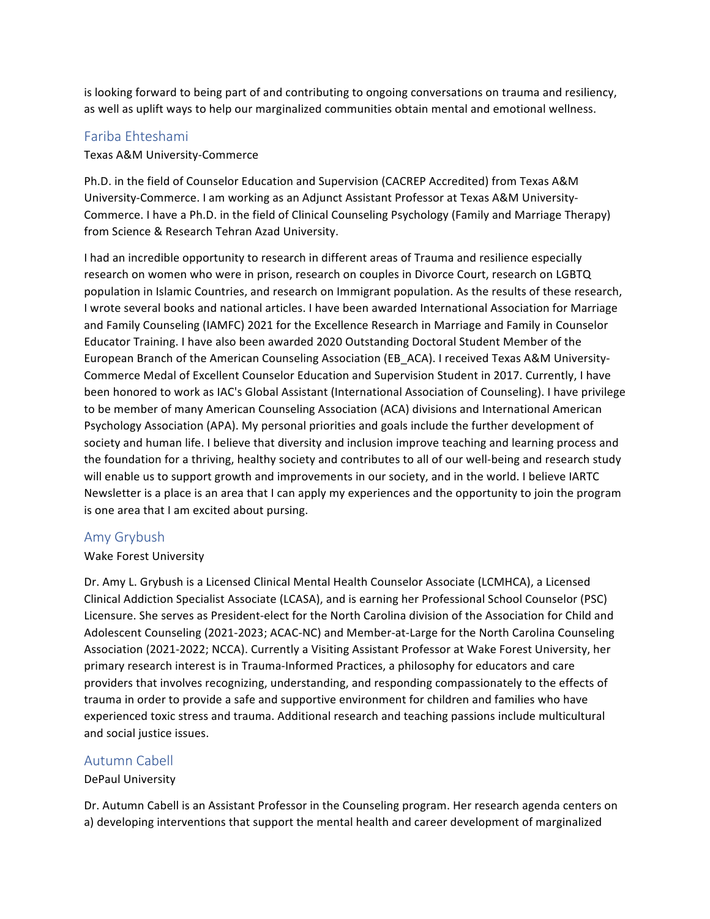is looking forward to being part of and contributing to ongoing conversations on trauma and resiliency, as well as uplift ways to help our marginalized communities obtain mental and emotional wellness.

## Fariba Ehteshami

Texas A&M University-Commerce

Ph.D. in the field of Counselor Education and Supervision (CACREP Accredited) from Texas A&M University-Commerce. I am working as an Adjunct Assistant Professor at Texas A&M University-Commerce. I have a Ph.D. in the field of Clinical Counseling Psychology (Family and Marriage Therapy) from Science & Research Tehran Azad University.

I had an incredible opportunity to research in different areas of Trauma and resilience especially research on women who were in prison, research on couples in Divorce Court, research on LGBTQ population in Islamic Countries, and research on Immigrant population. As the results of these research, I wrote several books and national articles. I have been awarded International Association for Marriage and Family Counseling (IAMFC) 2021 for the Excellence Research in Marriage and Family in Counselor Educator Training. I have also been awarded 2020 Outstanding Doctoral Student Member of the European Branch of the American Counseling Association (EB_ACA). I received Texas A&M University-Commerce Medal of Excellent Counselor Education and Supervision Student in 2017. Currently, I have been honored to work as IAC's Global Assistant (International Association of Counseling). I have privilege to be member of many American Counseling Association (ACA) divisions and International American Psychology Association (APA). My personal priorities and goals include the further development of society and human life. I believe that diversity and inclusion improve teaching and learning process and the foundation for a thriving, healthy society and contributes to all of our well-being and research study will enable us to support growth and improvements in our society, and in the world. I believe IARTC Newsletter is a place is an area that I can apply my experiences and the opportunity to join the program is one area that I am excited about pursing.

## Amy Grybush

Wake Forest University

Dr. Amy L. Grybush is a Licensed Clinical Mental Health Counselor Associate (LCMHCA), a Licensed Clinical Addiction Specialist Associate (LCASA), and is earning her Professional School Counselor (PSC) Licensure. She serves as President-elect for the North Carolina division of the Association for Child and Adolescent Counseling (2021-2023; ACAC-NC) and Member-at-Large for the North Carolina Counseling Association (2021-2022; NCCA). Currently a Visiting Assistant Professor at Wake Forest University, her primary research interest is in Trauma-Informed Practices, a philosophy for educators and care providers that involves recognizing, understanding, and responding compassionately to the effects of trauma in order to provide a safe and supportive environment for children and families who have experienced toxic stress and trauma. Additional research and teaching passions include multicultural and social justice issues.

## Autumn Cabell

DePaul University

Dr. Autumn Cabell is an Assistant Professor in the Counseling program. Her research agenda centers on a) developing interventions that support the mental health and career development of marginalized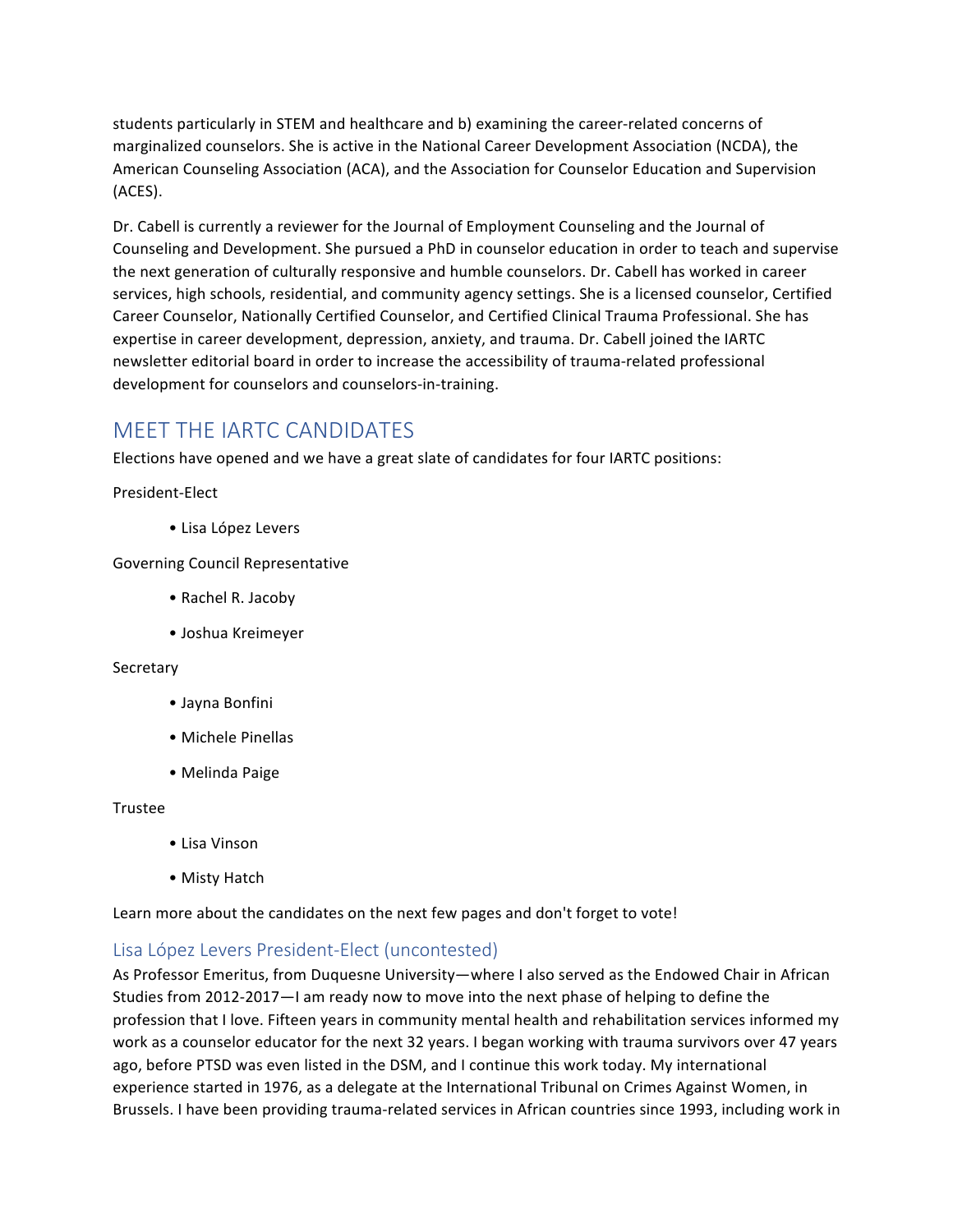students particularly in STEM and healthcare and b) examining the career-related concerns of marginalized counselors. She is active in the National Career Development Association (NCDA), the American Counseling Association (ACA), and the Association for Counselor Education and Supervision (ACES).

Dr. Cabell is currently a reviewer for the Journal of Employment Counseling and the Journal of Counseling and Development. She pursued a PhD in counselor education in order to teach and supervise the next generation of culturally responsive and humble counselors. Dr. Cabell has worked in career services, high schools, residential, and community agency settings. She is a licensed counselor, Certified Career Counselor, Nationally Certified Counselor, and Certified Clinical Trauma Professional. She has expertise in career development, depression, anxiety, and trauma. Dr. Cabell joined the IARTC newsletter editorial board in order to increase the accessibility of trauma-related professional development for counselors and counselors-in-training.

## MEET THE IARTC CANDIDATES

Elections have opened and we have a great slate of candidates for four IARTC positions:

President-Elect

- Lisa López Levers

Governing Council Representative

- Rachel R. Jacoby
- Joshua Kreimeyer

Secretary

- Jayna Bonfini
- Michele Pinellas
- Melinda Paige

Trustee

- Lisa Vinson
- Misty Hatch

Learn more about the candidates on the next few pages and don't forget to vote!

### Lisa López Levers President-Elect (uncontested)

As Professor Emeritus, from Duquesne University—where I also served as the Endowed Chair in African Studies from 2012-2017—I am ready now to move into the next phase of helping to define the profession that I love. Fifteen years in community mental health and rehabilitation services informed my work as a counselor educator for the next 32 years. I began working with trauma survivors over 47 years ago, before PTSD was even listed in the DSM, and I continue this work today. My international experience started in 1976, as a delegate at the International Tribunal on Crimes Against Women, in Brussels. I have been providing trauma-related services in African countries since 1993, including work in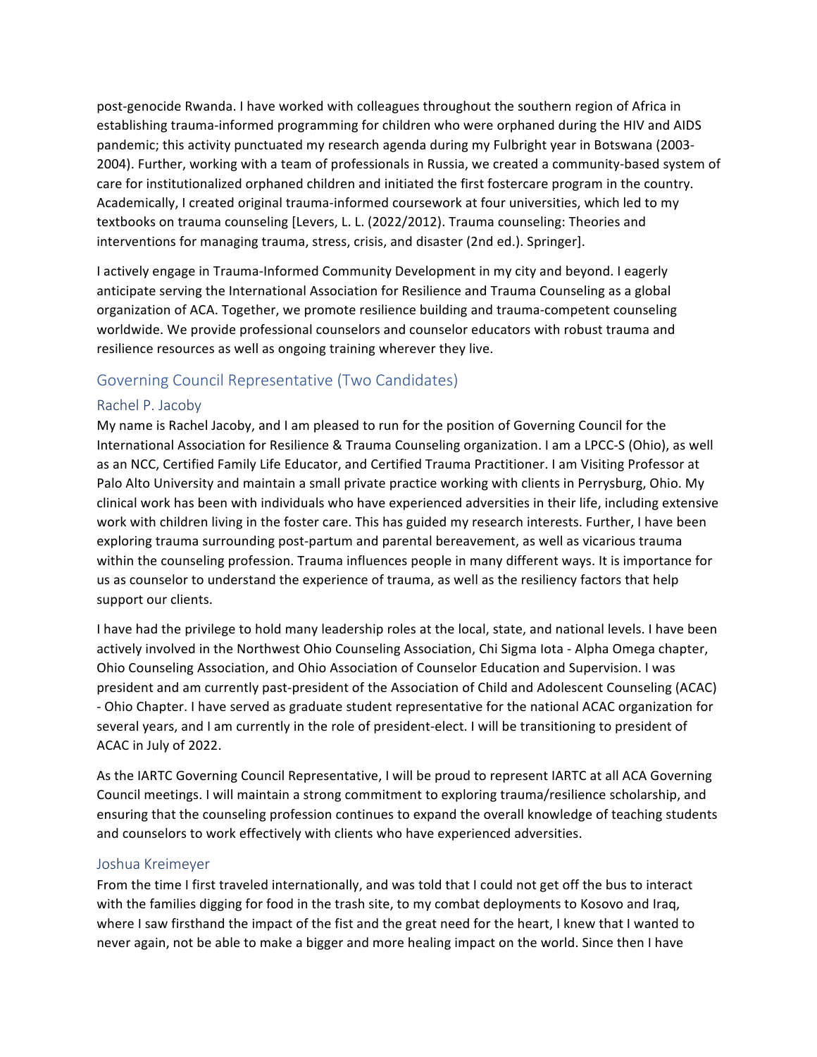post-genocide Rwanda. I have worked with colleagues throughout the southern region of Africa in establishing trauma-informed programming for children who were orphaned during the HIV and AIDS pandemic; this activity punctuated my research agenda during my Fulbright year in Botswana (2003-2004). Further, working with a team of professionals in Russia, we created a community-based system of care for institutionalized orphaned children and initiated the first fostercare program in the country. Academically, I created original trauma-informed coursework at four universities, which led to my textbooks on trauma counseling [Levers, L. L. (2022/2012). Trauma counseling: Theories and interventions for managing trauma, stress, crisis, and disaster (2nd ed.). Springer].

I actively engage in Trauma-Informed Community Development in my city and beyond. I eagerly anticipate serving the International Association for Resilience and Trauma Counseling as a global organization of ACA. Together, we promote resilience building and trauma-competent counseling worldwide. We provide professional counselors and counselor educators with robust trauma and resilience resources as well as ongoing training wherever they live.

## Governing Council Representative (Two Candidates)

### Rachel P. Jacoby

My name is Rachel Jacoby, and I am pleased to run for the position of Governing Council for the International Association for Resilience & Trauma Counseling organization. I am a LPCC-S (Ohio), as well as an NCC, Certified Family Life Educator, and Certified Trauma Practitioner. I am Visiting Professor at Palo Alto University and maintain a small private practice working with clients in Perrysburg, Ohio. My clinical work has been with individuals who have experienced adversities in their life, including extensive work with children living in the foster care. This has guided my research interests. Further, I have been exploring trauma surrounding post-partum and parental bereavement, as well as vicarious trauma within the counseling profession. Trauma influences people in many different ways. It is importance for us as counselor to understand the experience of trauma, as well as the resiliency factors that help support our clients.

I have had the privilege to hold many leadership roles at the local, state, and national levels. I have been actively involved in the Northwest Ohio Counseling Association, Chi Sigma Iota - Alpha Omega chapter, Ohio Counseling Association, and Ohio Association of Counselor Education and Supervision. I was president and am currently past-president of the Association of Child and Adolescent Counseling (ACAC) - Ohio Chapter. I have served as graduate student representative for the national ACAC organization for several years, and I am currently in the role of president-elect. I will be transitioning to president of ACAC in July of 2022.

As the IARTC Governing Council Representative, I will be proud to represent IARTC at all ACA Governing Council meetings. I will maintain a strong commitment to exploring trauma/resilience scholarship, and ensuring that the counseling profession continues to expand the overall knowledge of teaching students and counselors to work effectively with clients who have experienced adversities.

### Joshua Kreimeyer

From the time I first traveled internationally, and was told that I could not get off the bus to interact with the families digging for food in the trash site, to my combat deployments to Kosovo and Iraq, where I saw firsthand the impact of the fist and the great need for the heart, I knew that I wanted to never again, not be able to make a bigger and more healing impact on the world. Since then I have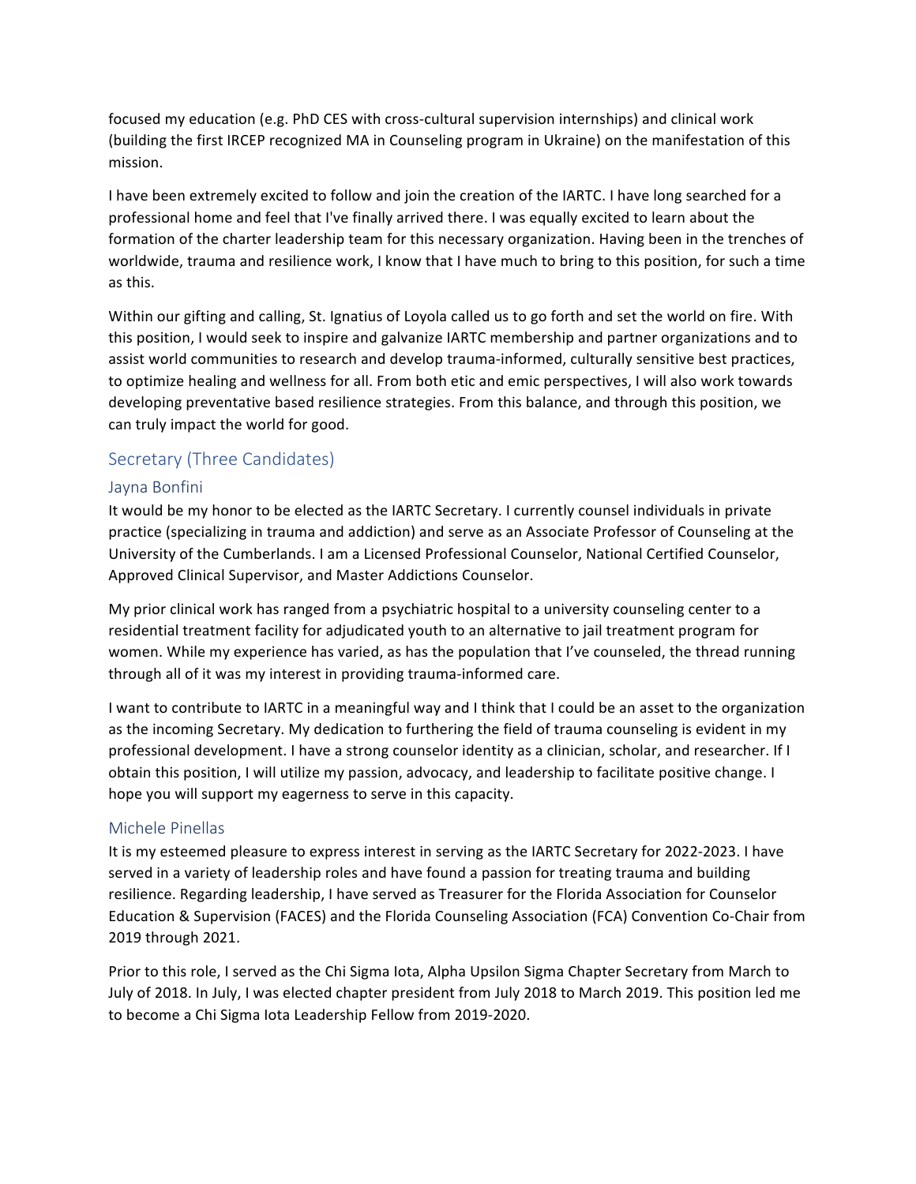focused my education (e.g. PhD CES with cross-cultural supervision internships) and clinical work (building the first IRCEP recognized MA in Counseling program in Ukraine) on the manifestation of this mission.

I have been extremely excited to follow and join the creation of the IARTC. I have long searched for a professional home and feel that I've finally arrived there. I was equally excited to learn about the formation of the charter leadership team for this necessary organization. Having been in the trenches of worldwide, trauma and resilience work, I know that I have much to bring to this position, for such a time as this.

Within our gifting and calling, St. Ignatius of Loyola called us to go forth and set the world on fire. With this position, I would seek to inspire and galvanize IARTC membership and partner organizations and to assist world communities to research and develop trauma-informed, culturally sensitive best practices, to optimize healing and wellness for all. From both etic and emic perspectives, I will also work towards developing preventative based resilience strategies. From this balance, and through this position, we can truly impact the world for good.

## Secretary (Three Candidates)

### Jayna Bonfini

It would be my honor to be elected as the IARTC Secretary. I currently counsel individuals in private practice (specializing in trauma and addiction) and serve as an Associate Professor of Counseling at the University of the Cumberlands. I am a Licensed Professional Counselor, National Certified Counselor, Approved Clinical Supervisor, and Master Addictions Counselor.

My prior clinical work has ranged from a psychiatric hospital to a university counseling center to a residential treatment facility for adjudicated youth to an alternative to jail treatment program for women. While my experience has varied, as has the population that I've counseled, the thread running through all of it was my interest in providing trauma-informed care.

I want to contribute to IARTC in a meaningful way and I think that I could be an asset to the organization as the incoming Secretary. My dedication to furthering the field of trauma counseling is evident in my professional development. I have a strong counselor identity as a clinician, scholar, and researcher. If I obtain this position, I will utilize my passion, advocacy, and leadership to facilitate positive change. I hope you will support my eagerness to serve in this capacity.

### Michele Pinellas

It is my esteemed pleasure to express interest in serving as the IARTC Secretary for 2022-2023. I have served in a variety of leadership roles and have found a passion for treating trauma and building resilience. Regarding leadership, I have served as Treasurer for the Florida Association for Counselor Education & Supervision (FACES) and the Florida Counseling Association (FCA) Convention Co-Chair from 2019 through 2021.

Prior to this role, I served as the Chi Sigma Iota, Alpha Upsilon Sigma Chapter Secretary from March to July of 2018. In July, I was elected chapter president from July 2018 to March 2019. This position led me to become a Chi Sigma Iota Leadership Fellow from 2019-2020.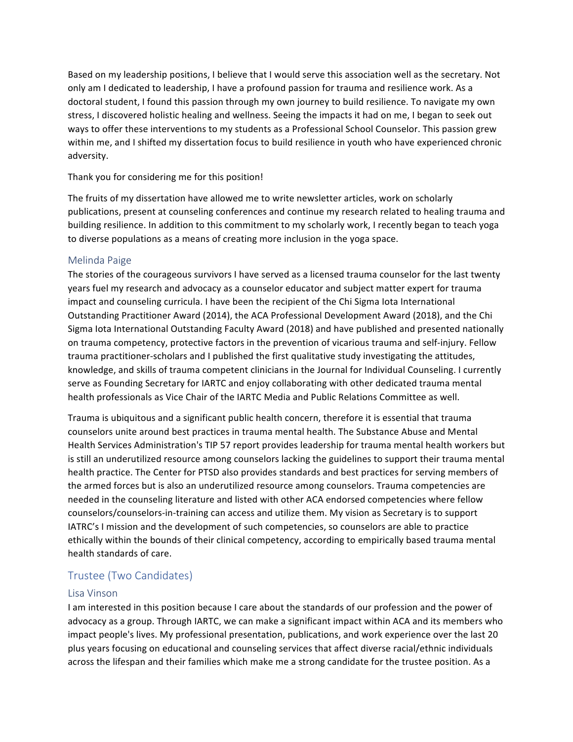Based on my leadership positions, I believe that I would serve this association well as the secretary. Not only am I dedicated to leadership, I have a profound passion for trauma and resilience work. As a doctoral student, I found this passion through my own journey to build resilience. To navigate my own stress, I discovered holistic healing and wellness. Seeing the impacts it had on me, I began to seek out ways to offer these interventions to my students as a Professional School Counselor. This passion grew within me, and I shifted my dissertation focus to build resilience in youth who have experienced chronic adversity.

Thank you for considering me for this position!

The fruits of my dissertation have allowed me to write newsletter articles, work on scholarly publications, present at counseling conferences and continue my research related to healing trauma and building resilience. In addition to this commitment to my scholarly work, I recently began to teach yoga to diverse populations as a means of creating more inclusion in the yoga space.

### Melinda Paige

The stories of the courageous survivors I have served as a licensed trauma counselor for the last twenty years fuel my research and advocacy as a counselor educator and subject matter expert for trauma impact and counseling curricula. I have been the recipient of the Chi Sigma Iota International Outstanding Practitioner Award (2014), the ACA Professional Development Award (2018), and the Chi Sigma Iota International Outstanding Faculty Award (2018) and have published and presented nationally on trauma competency, protective factors in the prevention of vicarious trauma and self-injury. Fellow trauma practitioner-scholars and I published the first qualitative study investigating the attitudes, knowledge, and skills of trauma competent clinicians in the Journal for Individual Counseling. I currently serve as Founding Secretary for IARTC and enjoy collaborating with other dedicated trauma mental health professionals as Vice Chair of the IARTC Media and Public Relations Committee as well.

Trauma is ubiquitous and a significant public health concern, therefore it is essential that trauma counselors unite around best practices in trauma mental health. The Substance Abuse and Mental Health Services Administration's TIP 57 report provides leadership for trauma mental health workers but is still an underutilized resource among counselors lacking the guidelines to support their trauma mental health practice. The Center for PTSD also provides standards and best practices for serving members of the armed forces but is also an underutilized resource among counselors. Trauma competencies are needed in the counseling literature and listed with other ACA endorsed competencies where fellow counselors/counselors-in-training can access and utilize them. My vision as Secretary is to support IATRC's I mission and the development of such competencies, so counselors are able to practice ethically within the bounds of their clinical competency, according to empirically based trauma mental health standards of care.

## Trustee (Two Candidates)

### Lisa Vinson

I am interested in this position because I care about the standards of our profession and the power of advocacy as a group. Through IARTC, we can make a significant impact within ACA and its members who impact people's lives. My professional presentation, publications, and work experience over the last 20 plus years focusing on educational and counseling services that affect diverse racial/ethnic individuals across the lifespan and their families which make me a strong candidate for the trustee position. As a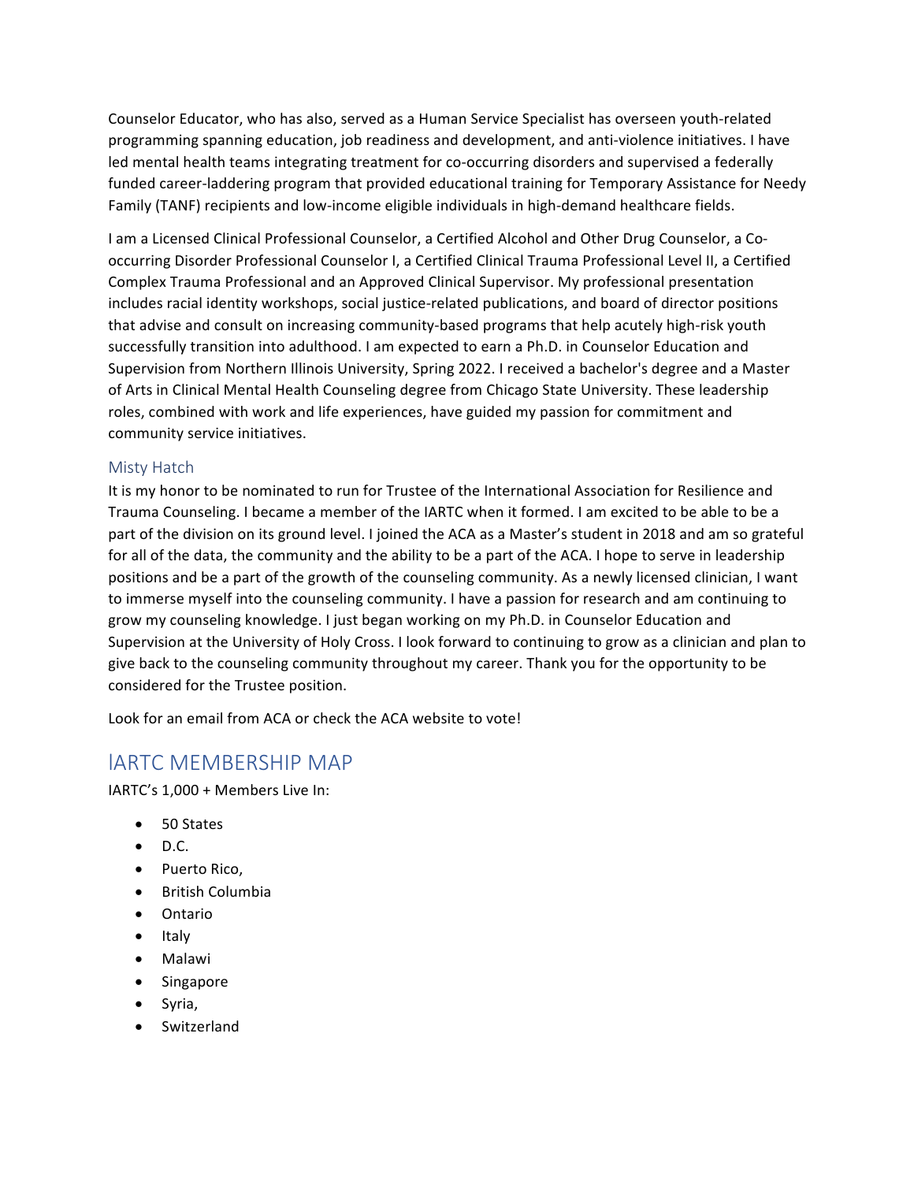Counselor Educator, who has also, served as a Human Service Specialist has overseen youth-related programming spanning education, job readiness and development, and anti-violence initiatives. I have led mental health teams integrating treatment for co-occurring disorders and supervised a federally funded career-laddering program that provided educational training for Temporary Assistance for Needy Family (TANF) recipients and low-income eligible individuals in high-demand healthcare fields.

I am a Licensed Clinical Professional Counselor, a Certified Alcohol and Other Drug Counselor, a Co-occurring Disorder Professional Counselor I, a Certified Clinical Trauma Professional Level II, a Certified Complex Trauma Professional and an Approved Clinical Supervisor. My professional presentation includes racial identity workshops, social justice-related publications, and board of director positions that advise and consult on increasing community-based programs that help acutely high-risk youth successfully transition into adulthood. I am expected to earn a Ph.D. in Counselor Education and Supervision from Northern Illinois University, Spring 2022. I received a bachelor's degree and a Master of Arts in Clinical Mental Health Counseling degree from Chicago State University. These leadership roles, combined with work and life experiences, have guided my passion for commitment and community service initiatives.

### Misty Hatch

It is my honor to be nominated to run for Trustee of the International Association for Resilience and Trauma Counseling. I became a member of the IARTC when it formed. I am excited to be able to be a part of the division on its ground level. I joined the ACA as a Master's student in 2018 and am so grateful for all of the data, the community and the ability to be a part of the ACA. I hope to serve in leadership positions and be a part of the growth of the counseling community. As a newly licensed clinician, I want to immerse myself into the counseling community. I have a passion for research and am continuing to grow my counseling knowledge. I just began working on my Ph.D. in Counselor Education and Supervision at the University of Holy Cross. I look forward to continuing to grow as a clinician and plan to give back to the counseling community throughout my career. Thank you for the opportunity to be considered for the Trustee position.

Look for an email from ACA or check the ACA website to vote!

## IARTC MEMBERSHIP MAP

IARTC's 1,000 + Members Live In:

- 50 States
- D.C.
- Puerto Rico,
- British Columbia
- Ontario
- Italy
- Malawi
- Singapore
- Syria,
- Switzerland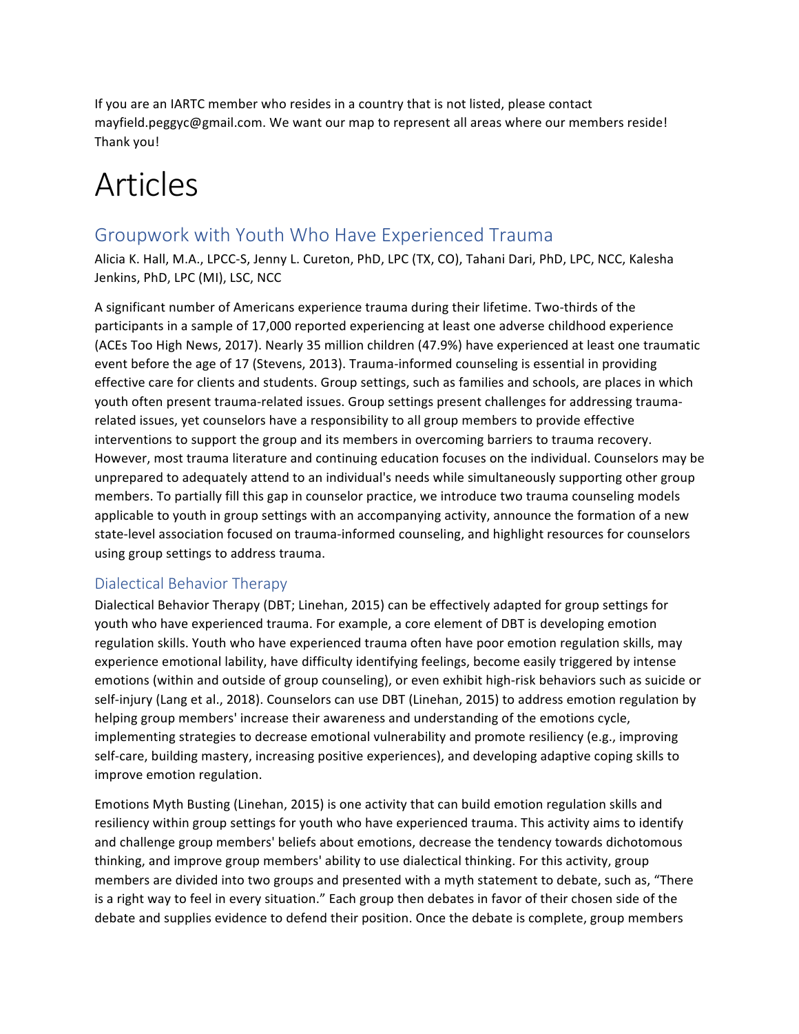If you are an IARTC member who resides in a country that is not listed, please contact mayfield.peggyc@gmail.com. We want our map to represent all areas where our members reside! Thank you!

# Articles

## Groupwork with Youth Who Have Experienced Trauma

Alicia K. Hall, M.A., LPCC-S, Jenny L. Cureton, PhD, LPC (TX, CO), Tahani Dari, PhD, LPC, NCC, Kalesha Jenkins, PhD, LPC (MI), LSC, NCC

A significant number of Americans experience trauma during their lifetime. Two-thirds of the participants in a sample of 17,000 reported experiencing at least one adverse childhood experience (ACEs Too High News, 2017). Nearly 35 million children (47.9%) have experienced at least one traumatic event before the age of 17 (Stevens, 2013). Trauma-informed counseling is essential in providing effective care for clients and students. Group settings, such as families and schools, are places in which youth often present trauma-related issues. Group settings present challenges for addressing trauma-related issues, yet counselors have a responsibility to all group members to provide effective interventions to support the group and its members in overcoming barriers to trauma recovery. However, most trauma literature and continuing education focuses on the individual. Counselors may be unprepared to adequately attend to an individual's needs while simultaneously supporting other group members. To partially fill this gap in counselor practice, we introduce two trauma counseling models applicable to youth in group settings with an accompanying activity, announce the formation of a new state-level association focused on trauma-informed counseling, and highlight resources for counselors using group settings to address trauma.

### Dialectical Behavior Therapy

Dialectical Behavior Therapy (DBT; Linehan, 2015) can be effectively adapted for group settings for youth who have experienced trauma. For example, a core element of DBT is developing emotion regulation skills. Youth who have experienced trauma often have poor emotion regulation skills, may experience emotional lability, have difficulty identifying feelings, become easily triggered by intense emotions (within and outside of group counseling), or even exhibit high-risk behaviors such as suicide or self-injury (Lang et al., 2018). Counselors can use DBT (Linehan, 2015) to address emotion regulation by helping group members' increase their awareness and understanding of the emotions cycle, implementing strategies to decrease emotional vulnerability and promote resiliency (e.g., improving self-care, building mastery, increasing positive experiences), and developing adaptive coping skills to improve emotion regulation.

Emotions Myth Busting (Linehan, 2015) is one activity that can build emotion regulation skills and resiliency within group settings for youth who have experienced trauma. This activity aims to identify and challenge group members' beliefs about emotions, decrease the tendency towards dichotomous thinking, and improve group members' ability to use dialectical thinking. For this activity, group members are divided into two groups and presented with a myth statement to debate, such as, "There is a right way to feel in every situation." Each group then debates in favor of their chosen side of the debate and supplies evidence to defend their position. Once the debate is complete, group members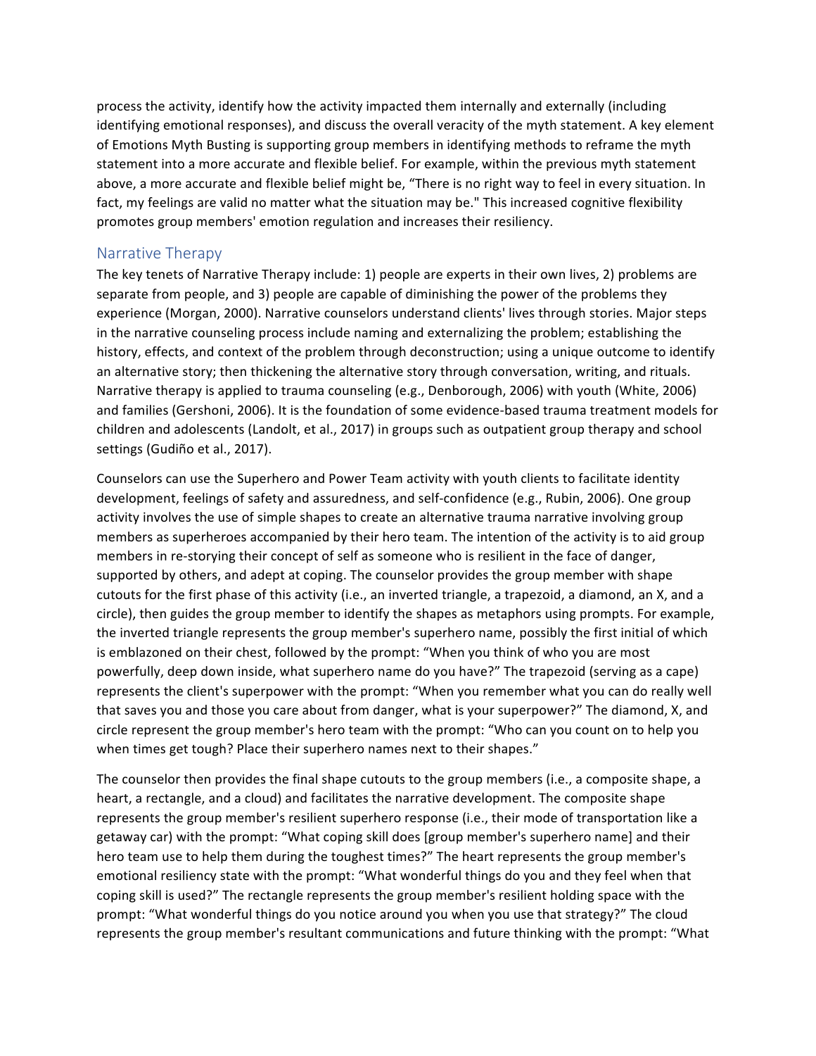process the activity, identify how the activity impacted them internally and externally (including identifying emotional responses), and discuss the overall veracity of the myth statement. A key element of Emotions Myth Busting is supporting group members in identifying methods to reframe the myth statement into a more accurate and flexible belief. For example, within the previous myth statement above, a more accurate and flexible belief might be, "There is no right way to feel in every situation. In fact, my feelings are valid no matter what the situation may be." This increased cognitive flexibility promotes group members' emotion regulation and increases their resiliency.

## Narrative Therapy

The key tenets of Narrative Therapy include: 1) people are experts in their own lives, 2) problems are separate from people, and 3) people are capable of diminishing the power of the problems they experience (Morgan, 2000). Narrative counselors understand clients' lives through stories. Major steps in the narrative counseling process include naming and externalizing the problem; establishing the history, effects, and context of the problem through deconstruction; using a unique outcome to identify an alternative story; then thickening the alternative story through conversation, writing, and rituals. Narrative therapy is applied to trauma counseling (e.g., Denborough, 2006) with youth (White, 2006) and families (Gershoni, 2006). It is the foundation of some evidence-based trauma treatment models for children and adolescents (Landolt, et al., 2017) in groups such as outpatient group therapy and school settings (Gudiño et al., 2017).

Counselors can use the Superhero and Power Team activity with youth clients to facilitate identity development, feelings of safety and assuredness, and self-confidence (e.g., Rubin, 2006). One group activity involves the use of simple shapes to create an alternative trauma narrative involving group members as superheroes accompanied by their hero team. The intention of the activity is to aid group members in re-storying their concept of self as someone who is resilient in the face of danger, supported by others, and adept at coping. The counselor provides the group member with shape cutouts for the first phase of this activity (i.e., an inverted triangle, a trapezoid, a diamond, an X, and a circle), then guides the group member to identify the shapes as metaphors using prompts. For example, the inverted triangle represents the group member's superhero name, possibly the first initial of which is emblazoned on their chest, followed by the prompt: "When you think of who you are most powerfully, deep down inside, what superhero name do you have?" The trapezoid (serving as a cape) represents the client's superpower with the prompt: "When you remember what you can do really well that saves you and those you care about from danger, what is your superpower?" The diamond, X, and circle represent the group member's hero team with the prompt: "Who can you count on to help you when times get tough? Place their superhero names next to their shapes."

The counselor then provides the final shape cutouts to the group members (i.e., a composite shape, a heart, a rectangle, and a cloud) and facilitates the narrative development. The composite shape represents the group member's resilient superhero response (i.e., their mode of transportation like a getaway car) with the prompt: "What coping skill does [group member's superhero name] and their hero team use to help them during the toughest times?" The heart represents the group member's emotional resiliency state with the prompt: "What wonderful things do you and they feel when that coping skill is used?" The rectangle represents the group member's resilient holding space with the prompt: "What wonderful things do you notice around you when you use that strategy?" The cloud represents the group member's resultant communications and future thinking with the prompt: "What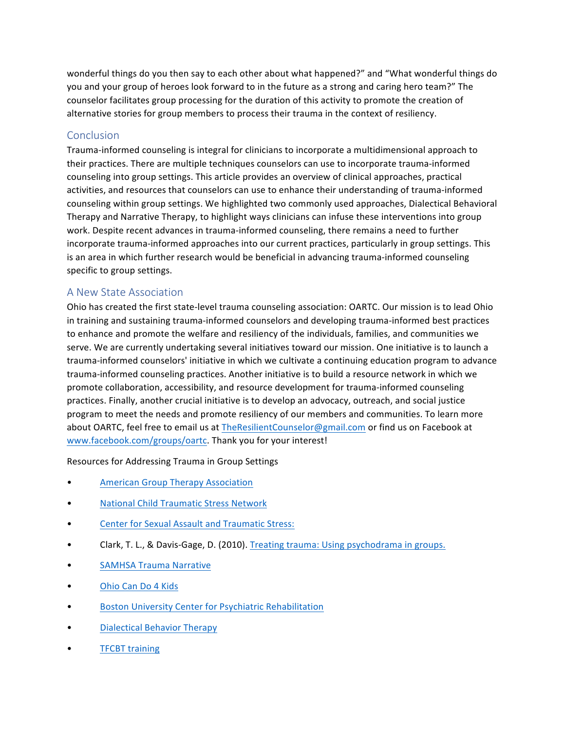wonderful things do you then say to each other about what happened?" and "What wonderful things do you and your group of heroes look forward to in the future as a strong and caring hero team?" The counselor facilitates group processing for the duration of this activity to promote the creation of alternative stories for group members to process their trauma in the context of resiliency.

## Conclusion

Trauma-informed counseling is integral for clinicians to incorporate a multidimensional approach to their practices. There are multiple techniques counselors can use to incorporate trauma-informed counseling into group settings. This article provides an overview of clinical approaches, practical activities, and resources that counselors can use to enhance their understanding of trauma-informed counseling within group settings. We highlighted two commonly used approaches, Dialectical Behavioral Therapy and Narrative Therapy, to highlight ways clinicians can infuse these interventions into group work. Despite recent advances in trauma-informed counseling, there remains a need to further incorporate trauma-informed approaches into our current practices, particularly in group settings. This is an area in which further research would be beneficial in advancing trauma-informed counseling specific to group settings.

## A New State Association

Ohio has created the first state-level trauma counseling association: OARTC. Our mission is to lead Ohio in training and sustaining trauma-informed counselors and developing trauma-informed best practices to enhance and promote the welfare and resiliency of the individuals, families, and communities we serve. We are currently undertaking several initiatives toward our mission. One initiative is to launch a trauma-informed counselors' initiative in which we cultivate a continuing education program to advance trauma-informed counseling practices. Another initiative is to build a resource network in which we promote collaboration, accessibility, and resource development for trauma-informed counseling practices. Finally, another crucial initiative is to develop an advocacy, outreach, and social justice program to meet the needs and promote resiliency of our members and communities. To learn more about OARTC, feel free to email us at TheResilientCounselor@gmail.com or find us on Facebook at www.facebook.com/groups/oartc. Thank you for your interest!

Resources for Addressing Trauma in Group Settings

- American Group Therapy Association
- National Child Traumatic Stress Network
- Center for Sexual Assault and Traumatic Stress:
- Clark, T. L., & Davis-Gage, D. (2010). Treating trauma: Using psychodrama in groups.
- SAMHSA Trauma Narrative
- Ohio Can Do 4 Kids
- Boston University Center for Psychiatric Rehabilitation
- Dialectical Behavior Therapy
- TFCBT training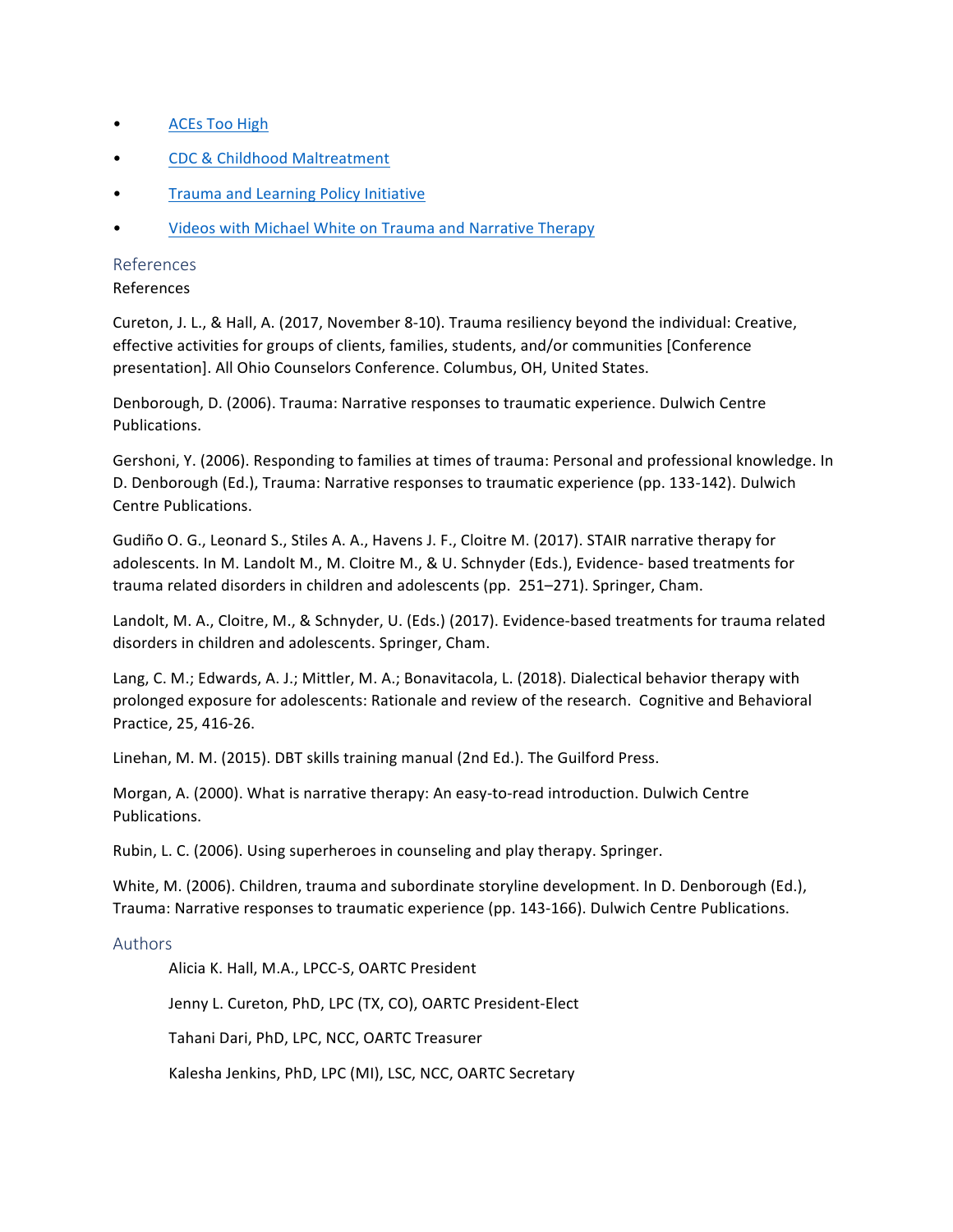- [ACEs Too High]()
- [CDC & Childhood Maltreatment]()
- [Trauma and Learning Policy Initiative]()
- [Videos with Michael White on Trauma and Narrative Therapy]()

## References

References

Cureton, J. L., & Hall, A. (2017, November 8-10). Trauma resiliency beyond the individual: Creative, effective activities for groups of clients, families, students, and/or communities [Conference presentation]. All Ohio Counselors Conference. Columbus, OH, United States.

Denborough, D. (2006). Trauma: Narrative responses to traumatic experience. Dulwich Centre Publications.

Gershoni, Y. (2006). Responding to families at times of trauma: Personal and professional knowledge. In D. Denborough (Ed.), Trauma: Narrative responses to traumatic experience (pp. 133-142). Dulwich Centre Publications.

Gudiño O. G., Leonard S., Stiles A. A., Havens J. F., Cloitre M. (2017). STAIR narrative therapy for adolescents. In M. Landolt M., M. Cloitre M., & U. Schnyder (Eds.), Evidence- based treatments for trauma related disorders in children and adolescents (pp. 251–271). Springer, Cham.

Landolt, M. A., Cloitre, M., & Schnyder, U. (Eds.) (2017). Evidence-based treatments for trauma related disorders in children and adolescents. Springer, Cham.

Lang, C. M.; Edwards, A. J.; Mittler, M. A.; Bonavitacola, L. (2018). Dialectical behavior therapy with prolonged exposure for adolescents: Rationale and review of the research. Cognitive and Behavioral Practice, 25, 416-26.

Linehan, M. M. (2015). DBT skills training manual (2nd Ed.). The Guilford Press.

Morgan, A. (2000). What is narrative therapy: An easy-to-read introduction. Dulwich Centre Publications.

Rubin, L. C. (2006). Using superheroes in counseling and play therapy. Springer.

White, M. (2006). Children, trauma and subordinate storyline development. In D. Denborough (Ed.), Trauma: Narrative responses to traumatic experience (pp. 143-166). Dulwich Centre Publications.

## Authors

Alicia K. Hall, M.A., LPCC-S, OARTC President

Jenny L. Cureton, PhD, LPC (TX, CO), OARTC President-Elect

Tahani Dari, PhD, LPC, NCC, OARTC Treasurer

Kalesha Jenkins, PhD, LPC (MI), LSC, NCC, OARTC Secretary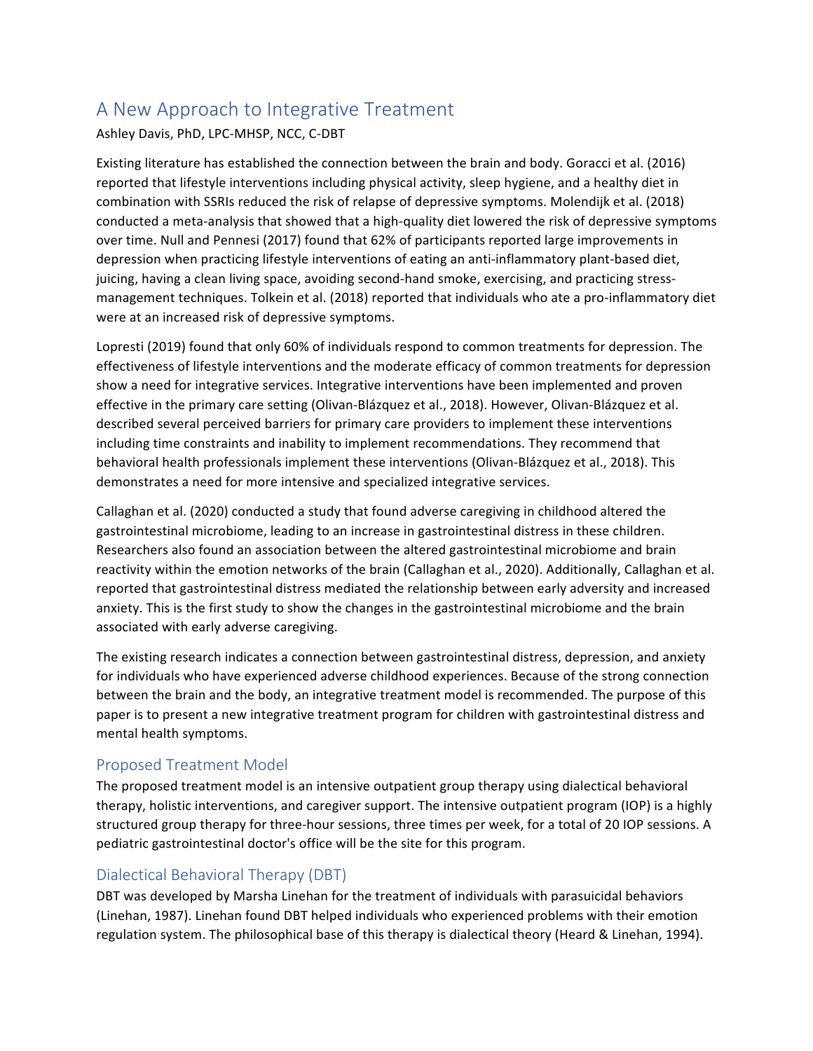# A New Approach to Integrative Treatment

Ashley Davis, PhD, LPC-MHSP, NCC, C-DBT

Existing literature has established the connection between the brain and body. Goracci et al. (2016) reported that lifestyle interventions including physical activity, sleep hygiene, and a healthy diet in combination with SSRIs reduced the risk of relapse of depressive symptoms. Molendijk et al. (2018) conducted a meta-analysis that showed that a high-quality diet lowered the risk of depressive symptoms over time. Null and Pennesi (2017) found that 62% of participants reported large improvements in depression when practicing lifestyle interventions of eating an anti-inflammatory plant-based diet, juicing, having a clean living space, avoiding second-hand smoke, exercising, and practicing stress-management techniques. Tolkein et al. (2018) reported that individuals who ate a pro-inflammatory diet were at an increased risk of depressive symptoms.

Lopresti (2019) found that only 60% of individuals respond to common treatments for depression. The effectiveness of lifestyle interventions and the moderate efficacy of common treatments for depression show a need for integrative services. Integrative interventions have been implemented and proven effective in the primary care setting (Olivan-Blázquez et al., 2018). However, Olivan-Blázquez et al. described several perceived barriers for primary care providers to implement these interventions including time constraints and inability to implement recommendations. They recommend that behavioral health professionals implement these interventions (Olivan-Blázquez et al., 2018). This demonstrates a need for more intensive and specialized integrative services.

Callaghan et al. (2020) conducted a study that found adverse caregiving in childhood altered the gastrointestinal microbiome, leading to an increase in gastrointestinal distress in these children. Researchers also found an association between the altered gastrointestinal microbiome and brain reactivity within the emotion networks of the brain (Callaghan et al., 2020). Additionally, Callaghan et al. reported that gastrointestinal distress mediated the relationship between early adversity and increased anxiety. This is the first study to show the changes in the gastrointestinal microbiome and the brain associated with early adverse caregiving.

The existing research indicates a connection between gastrointestinal distress, depression, and anxiety for individuals who have experienced adverse childhood experiences. Because of the strong connection between the brain and the body, an integrative treatment model is recommended. The purpose of this paper is to present a new integrative treatment program for children with gastrointestinal distress and mental health symptoms.

## Proposed Treatment Model

The proposed treatment model is an intensive outpatient group therapy using dialectical behavioral therapy, holistic interventions, and caregiver support. The intensive outpatient program (IOP) is a highly structured group therapy for three-hour sessions, three times per week, for a total of 20 IOP sessions. A pediatric gastrointestinal doctor's office will be the site for this program.

## Dialectical Behavioral Therapy (DBT)

DBT was developed by Marsha Linehan for the treatment of individuals with parasuicidal behaviors (Linehan, 1987). Linehan found DBT helped individuals who experienced problems with their emotion regulation system. The philosophical base of this therapy is dialectical theory (Heard & Linehan, 1994).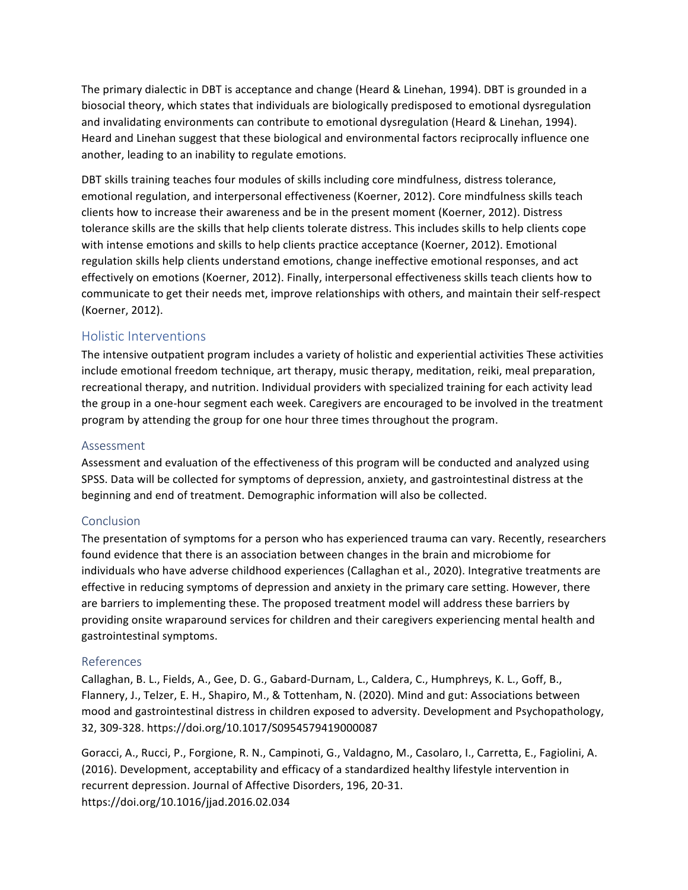The primary dialectic in DBT is acceptance and change (Heard & Linehan, 1994). DBT is grounded in a biosocial theory, which states that individuals are biologically predisposed to emotional dysregulation and invalidating environments can contribute to emotional dysregulation (Heard & Linehan, 1994). Heard and Linehan suggest that these biological and environmental factors reciprocally influence one another, leading to an inability to regulate emotions.

DBT skills training teaches four modules of skills including core mindfulness, distress tolerance, emotional regulation, and interpersonal effectiveness (Koerner, 2012). Core mindfulness skills teach clients how to increase their awareness and be in the present moment (Koerner, 2012). Distress tolerance skills are the skills that help clients tolerate distress. This includes skills to help clients cope with intense emotions and skills to help clients practice acceptance (Koerner, 2012). Emotional regulation skills help clients understand emotions, change ineffective emotional responses, and act effectively on emotions (Koerner, 2012). Finally, interpersonal effectiveness skills teach clients how to communicate to get their needs met, improve relationships with others, and maintain their self-respect (Koerner, 2012).

## Holistic Interventions

The intensive outpatient program includes a variety of holistic and experiential activities These activities include emotional freedom technique, art therapy, music therapy, meditation, reiki, meal preparation, recreational therapy, and nutrition. Individual providers with specialized training for each activity lead the group in a one-hour segment each week. Caregivers are encouraged to be involved in the treatment program by attending the group for one hour three times throughout the program.

### Assessment

Assessment and evaluation of the effectiveness of this program will be conducted and analyzed using SPSS. Data will be collected for symptoms of depression, anxiety, and gastrointestinal distress at the beginning and end of treatment. Demographic information will also be collected.

### Conclusion

The presentation of symptoms for a person who has experienced trauma can vary. Recently, researchers found evidence that there is an association between changes in the brain and microbiome for individuals who have adverse childhood experiences (Callaghan et al., 2020). Integrative treatments are effective in reducing symptoms of depression and anxiety in the primary care setting. However, there are barriers to implementing these. The proposed treatment model will address these barriers by providing onsite wraparound services for children and their caregivers experiencing mental health and gastrointestinal symptoms.

### References

Callaghan, B. L., Fields, A., Gee, D. G., Gabard-Durnam, L., Caldera, C., Humphreys, K. L., Goff, B., Flannery, J., Telzer, E. H., Shapiro, M., & Tottenham, N. (2020). Mind and gut: Associations between mood and gastrointestinal distress in children exposed to adversity. Development and Psychopathology, 32, 309-328. https://doi.org/10.1017/S0954579419000087

Goracci, A., Rucci, P., Forgione, R. N., Campinoti, G., Valdagno, M., Casolaro, I., Carretta, E., Fagiolini, A. (2016). Development, acceptability and efficacy of a standardized healthy lifestyle intervention in recurrent depression. Journal of Affective Disorders, 196, 20-31. https://doi.org/10.1016/jjad.2016.02.034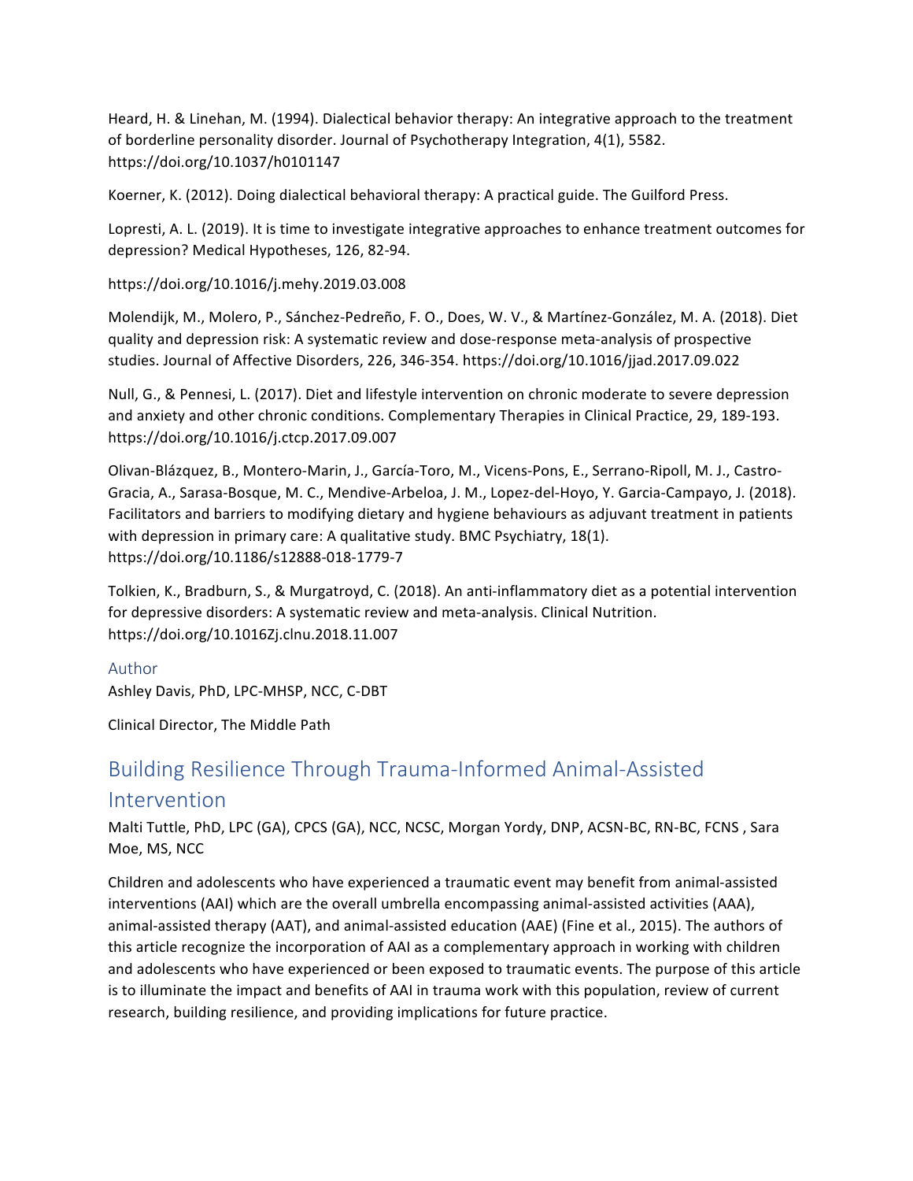Heard, H. & Linehan, M. (1994). Dialectical behavior therapy: An integrative approach to the treatment of borderline personality disorder. Journal of Psychotherapy Integration, 4(1), 5582. https://doi.org/10.1037/h0101147

Koerner, K. (2012). Doing dialectical behavioral therapy: A practical guide. The Guilford Press.

Lopresti, A. L. (2019). It is time to investigate integrative approaches to enhance treatment outcomes for depression? Medical Hypotheses, 126, 82-94.

https://doi.org/10.1016/j.mehy.2019.03.008

Molendijk, M., Molero, P., Sánchez-Pedreño, F. O., Does, W. V., & Martínez-González, M. A. (2018). Diet quality and depression risk: A systematic review and dose-response meta-analysis of prospective studies. Journal of Affective Disorders, 226, 346-354. https://doi.org/10.1016/jjad.2017.09.022

Null, G., & Pennesi, L. (2017). Diet and lifestyle intervention on chronic moderate to severe depression and anxiety and other chronic conditions. Complementary Therapies in Clinical Practice, 29, 189-193. https://doi.org/10.1016/j.ctcp.2017.09.007

Olivan-Blázquez, B., Montero-Marin, J., García-Toro, M., Vicens-Pons, E., Serrano-Ripoll, M. J., Castro-Gracia, A., Sarasa-Bosque, M. C., Mendive-Arbeloa, J. M., Lopez-del-Hoyo, Y. Garcia-Campayo, J. (2018). Facilitators and barriers to modifying dietary and hygiene behaviours as adjuvant treatment in patients with depression in primary care: A qualitative study. BMC Psychiatry, 18(1). https://doi.org/10.1186/s12888-018-1779-7

Tolkien, K., Bradburn, S., & Murgatroyd, C. (2018). An anti-inflammatory diet as a potential intervention for depressive disorders: A systematic review and meta-analysis. Clinical Nutrition. https://doi.org/10.1016Zj.clnu.2018.11.007

### Author

Ashley Davis, PhD, LPC-MHSP, NCC, C-DBT

Clinical Director, The Middle Path

## Building Resilience Through Trauma-Informed Animal-Assisted Intervention

Malti Tuttle, PhD, LPC (GA), CPCS (GA), NCC, NCSC, Morgan Yordy, DNP, ACSN-BC, RN-BC, FCNS , Sara Moe, MS, NCC

Children and adolescents who have experienced a traumatic event may benefit from animal-assisted interventions (AAI) which are the overall umbrella encompassing animal-assisted activities (AAA), animal-assisted therapy (AAT), and animal-assisted education (AAE) (Fine et al., 2015). The authors of this article recognize the incorporation of AAI as a complementary approach in working with children and adolescents who have experienced or been exposed to traumatic events. The purpose of this article is to illuminate the impact and benefits of AAI in trauma work with this population, review of current research, building resilience, and providing implications for future practice.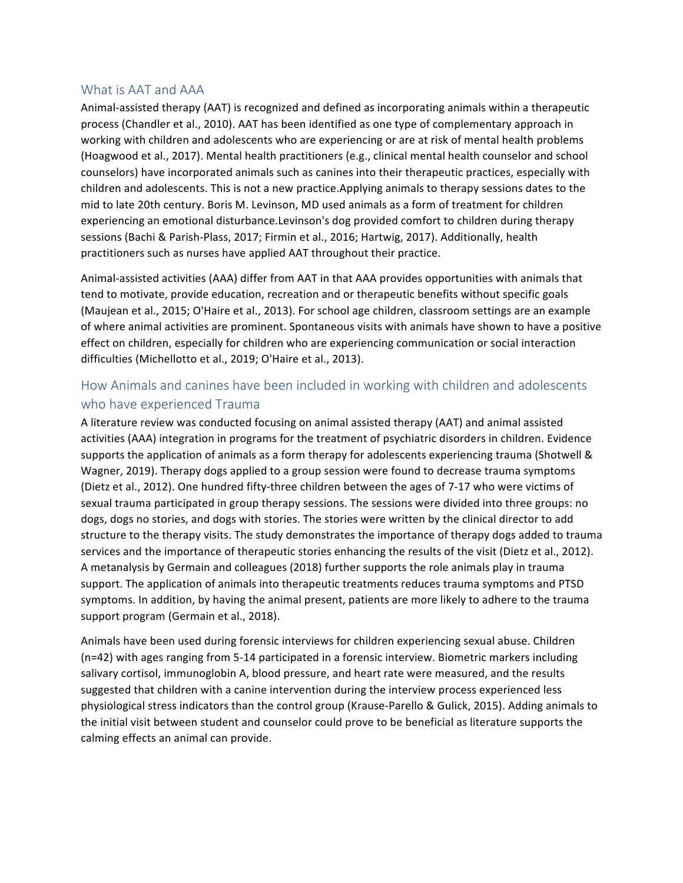## What is AAT and AAA

Animal-assisted therapy (AAT) is recognized and defined as incorporating animals within a therapeutic process (Chandler et al., 2010). AAT has been identified as one type of complementary approach in working with children and adolescents who are experiencing or are at risk of mental health problems (Hoagwood et al., 2017). Mental health practitioners (e.g., clinical mental health counselor and school counselors) have incorporated animals such as canines into their therapeutic practices, especially with children and adolescents. This is not a new practice.Applying animals to therapy sessions dates to the mid to late 20th century. Boris M. Levinson, MD used animals as a form of treatment for children experiencing an emotional disturbance.Levinson's dog provided comfort to children during therapy sessions (Bachi & Parish-Plass, 2017; Firmin et al., 2016; Hartwig, 2017). Additionally, health practitioners such as nurses have applied AAT throughout their practice.

Animal-assisted activities (AAA) differ from AAT in that AAA provides opportunities with animals that tend to motivate, provide education, recreation and or therapeutic benefits without specific goals (Maujean et al., 2015; O'Haire et al., 2013). For school age children, classroom settings are an example of where animal activities are prominent. Spontaneous visits with animals have shown to have a positive effect on children, especially for children who are experiencing communication or social interaction difficulties (Michellotto et al., 2019; O'Haire et al., 2013).

## How Animals and canines have been included in working with children and adolescents who have experienced Trauma

A literature review was conducted focusing on animal assisted therapy (AAT) and animal assisted activities (AAA) integration in programs for the treatment of psychiatric disorders in children. Evidence supports the application of animals as a form therapy for adolescents experiencing trauma (Shotwell & Wagner, 2019). Therapy dogs applied to a group session were found to decrease trauma symptoms (Dietz et al., 2012). One hundred fifty-three children between the ages of 7-17 who were victims of sexual trauma participated in group therapy sessions. The sessions were divided into three groups: no dogs, dogs no stories, and dogs with stories. The stories were written by the clinical director to add structure to the therapy visits. The study demonstrates the importance of therapy dogs added to trauma services and the importance of therapeutic stories enhancing the results of the visit (Dietz et al., 2012). A metanalysis by Germain and colleagues (2018) further supports the role animals play in trauma support. The application of animals into therapeutic treatments reduces trauma symptoms and PTSD symptoms. In addition, by having the animal present, patients are more likely to adhere to the trauma support program (Germain et al., 2018).

Animals have been used during forensic interviews for children experiencing sexual abuse. Children (n=42) with ages ranging from 5-14 participated in a forensic interview. Biometric markers including salivary cortisol, immunoglobin A, blood pressure, and heart rate were measured, and the results suggested that children with a canine intervention during the interview process experienced less physiological stress indicators than the control group (Krause-Parello & Gulick, 2015). Adding animals to the initial visit between student and counselor could prove to be beneficial as literature supports the calming effects an animal can provide.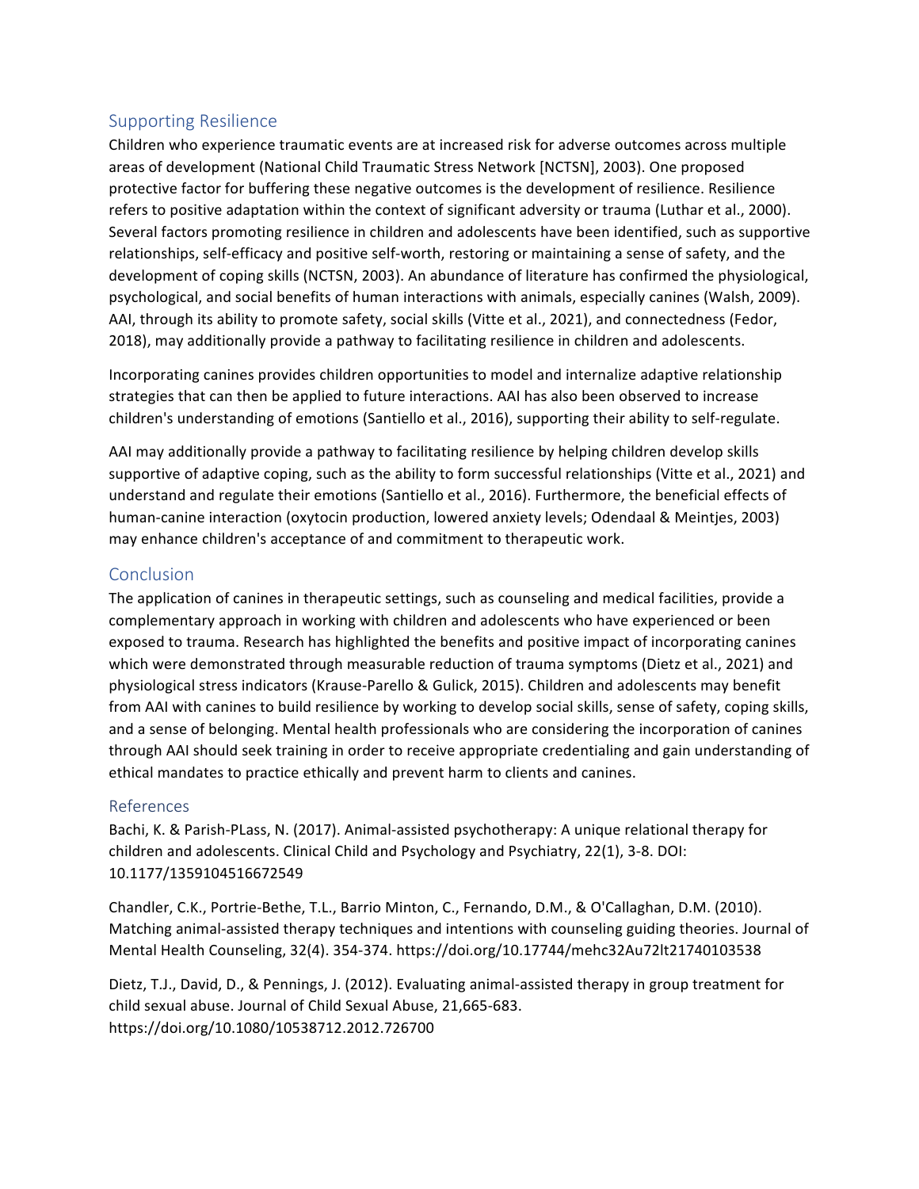## Supporting Resilience

Children who experience traumatic events are at increased risk for adverse outcomes across multiple areas of development (National Child Traumatic Stress Network [NCTSN], 2003). One proposed protective factor for buffering these negative outcomes is the development of resilience. Resilience refers to positive adaptation within the context of significant adversity or trauma (Luthar et al., 2000). Several factors promoting resilience in children and adolescents have been identified, such as supportive relationships, self-efficacy and positive self-worth, restoring or maintaining a sense of safety, and the development of coping skills (NCTSN, 2003). An abundance of literature has confirmed the physiological, psychological, and social benefits of human interactions with animals, especially canines (Walsh, 2009). AAI, through its ability to promote safety, social skills (Vitte et al., 2021), and connectedness (Fedor, 2018), may additionally provide a pathway to facilitating resilience in children and adolescents.

Incorporating canines provides children opportunities to model and internalize adaptive relationship strategies that can then be applied to future interactions. AAI has also been observed to increase children's understanding of emotions (Santiello et al., 2016), supporting their ability to self-regulate.

AAI may additionally provide a pathway to facilitating resilience by helping children develop skills supportive of adaptive coping, such as the ability to form successful relationships (Vitte et al., 2021) and understand and regulate their emotions (Santiello et al., 2016). Furthermore, the beneficial effects of human-canine interaction (oxytocin production, lowered anxiety levels; Odendaal & Meintjes, 2003) may enhance children's acceptance of and commitment to therapeutic work.

## Conclusion

The application of canines in therapeutic settings, such as counseling and medical facilities, provide a complementary approach in working with children and adolescents who have experienced or been exposed to trauma. Research has highlighted the benefits and positive impact of incorporating canines which were demonstrated through measurable reduction of trauma symptoms (Dietz et al., 2021) and physiological stress indicators (Krause-Parello & Gulick, 2015). Children and adolescents may benefit from AAI with canines to build resilience by working to develop social skills, sense of safety, coping skills, and a sense of belonging. Mental health professionals who are considering the incorporation of canines through AAI should seek training in order to receive appropriate credentialing and gain understanding of ethical mandates to practice ethically and prevent harm to clients and canines.

## References

Bachi, K. & Parish-PLass, N. (2017). Animal-assisted psychotherapy: A unique relational therapy for children and adolescents. Clinical Child and Psychology and Psychiatry, 22(1), 3-8. DOI: 10.1177/1359104516672549

Chandler, C.K., Portrie-Bethe, T.L., Barrio Minton, C., Fernando, D.M., & O'Callaghan, D.M. (2010). Matching animal-assisted therapy techniques and intentions with counseling guiding theories. Journal of Mental Health Counseling, 32(4). 354-374. https://doi.org/10.17744/mehc32Au72lt21740103538

Dietz, T.J., David, D., & Pennings, J. (2012). Evaluating animal-assisted therapy in group treatment for child sexual abuse. Journal of Child Sexual Abuse, 21,665-683. https://doi.org/10.1080/10538712.2012.726700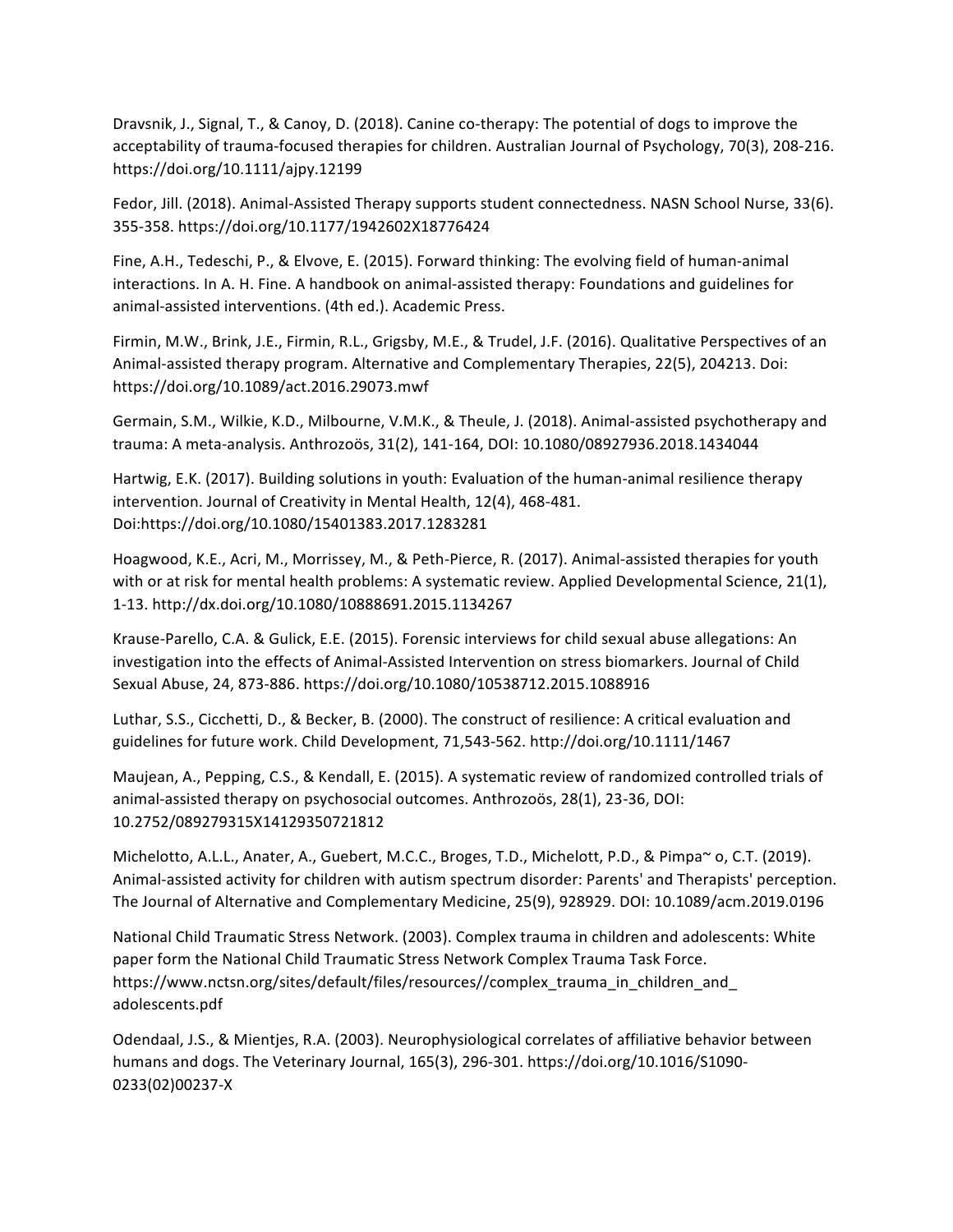Dravsnik, J., Signal, T., & Canoy, D. (2018). Canine co-therapy: The potential of dogs to improve the acceptability of trauma-focused therapies for children. Australian Journal of Psychology, 70(3), 208-216. https://doi.org/10.1111/ajpy.12199

Fedor, Jill. (2018). Animal-Assisted Therapy supports student connectedness. NASN School Nurse, 33(6). 355-358. https://doi.org/10.1177/1942602X18776424

Fine, A.H., Tedeschi, P., & Elvove, E. (2015). Forward thinking: The evolving field of human-animal interactions. In A. H. Fine. A handbook on animal-assisted therapy: Foundations and guidelines for animal-assisted interventions. (4th ed.). Academic Press.

Firmin, M.W., Brink, J.E., Firmin, R.L., Grigsby, M.E., & Trudel, J.F. (2016). Qualitative Perspectives of an Animal-assisted therapy program. Alternative and Complementary Therapies, 22(5), 204213. Doi: https://doi.org/10.1089/act.2016.29073.mwf

Germain, S.M., Wilkie, K.D., Milbourne, V.M.K., & Theule, J. (2018). Animal-assisted psychotherapy and trauma: A meta-analysis. Anthrozoös, 31(2), 141-164, DOI: 10.1080/08927936.2018.1434044

Hartwig, E.K. (2017). Building solutions in youth: Evaluation of the human-animal resilience therapy intervention. Journal of Creativity in Mental Health, 12(4), 468-481. Doi:https://doi.org/10.1080/15401383.2017.1283281

Hoagwood, K.E., Acri, M., Morrissey, M., & Peth-Pierce, R. (2017). Animal-assisted therapies for youth with or at risk for mental health problems: A systematic review. Applied Developmental Science, 21(1), 1-13. http://dx.doi.org/10.1080/10888691.2015.1134267

Krause-Parello, C.A. & Gulick, E.E. (2015). Forensic interviews for child sexual abuse allegations: An investigation into the effects of Animal-Assisted Intervention on stress biomarkers. Journal of Child Sexual Abuse, 24, 873-886. https://doi.org/10.1080/10538712.2015.1088916

Luthar, S.S., Cicchetti, D., & Becker, B. (2000). The construct of resilience: A critical evaluation and guidelines for future work. Child Development, 71,543-562. http://doi.org/10.1111/1467

Maujean, A., Pepping, C.S., & Kendall, E. (2015). A systematic review of randomized controlled trials of animal-assisted therapy on psychosocial outcomes. Anthrozoös, 28(1), 23-36, DOI: 10.2752/089279315X14129350721812

Michelotto, A.L.L., Anater, A., Guebert, M.C.C., Broges, T.D., Michelott, P.D., & Pimpa~ o, C.T. (2019). Animal-assisted activity for children with autism spectrum disorder: Parents' and Therapists' perception. The Journal of Alternative and Complementary Medicine, 25(9), 928929. DOI: 10.1089/acm.2019.0196

National Child Traumatic Stress Network. (2003). Complex trauma in children and adolescents: White paper form the National Child Traumatic Stress Network Complex Trauma Task Force. https://www.nctsn.org/sites/default/files/resources//complex_trauma_in_children_and_adolescents.pdf

Odendaal, J.S., & Mientjes, R.A. (2003). Neurophysiological correlates of affiliative behavior between humans and dogs. The Veterinary Journal, 165(3), 296-301. https://doi.org/10.1016/S1090-0233(02)00237-X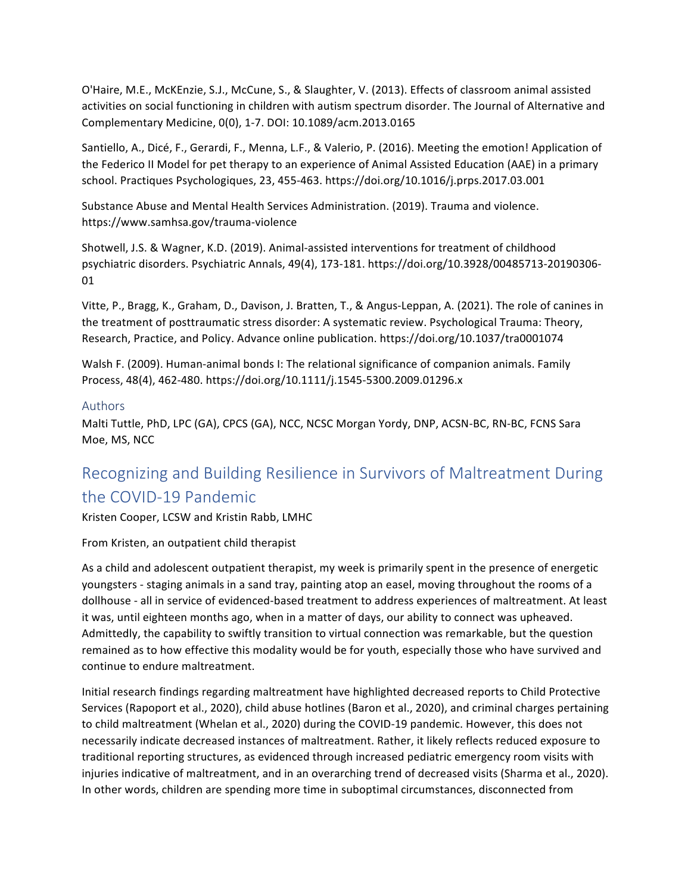O'Haire, M.E., McKEnzie, S.J., McCune, S., & Slaughter, V. (2013). Effects of classroom animal assisted activities on social functioning in children with autism spectrum disorder. The Journal of Alternative and Complementary Medicine, 0(0), 1-7. DOI: 10.1089/acm.2013.0165

Santiello, A., Dicé, F., Gerardi, F., Menna, L.F., & Valerio, P. (2016). Meeting the emotion! Application of the Federico II Model for pet therapy to an experience of Animal Assisted Education (AAE) in a primary school. Practiques Psychologiques, 23, 455-463. https://doi.org/10.1016/j.prps.2017.03.001

Substance Abuse and Mental Health Services Administration. (2019). Trauma and violence. https://www.samhsa.gov/trauma-violence

Shotwell, J.S. & Wagner, K.D. (2019). Animal-assisted interventions for treatment of childhood psychiatric disorders. Psychiatric Annals, 49(4), 173-181. https://doi.org/10.3928/00485713-20190306-01

Vitte, P., Bragg, K., Graham, D., Davison, J. Bratten, T., & Angus-Leppan, A. (2021). The role of canines in the treatment of posttraumatic stress disorder: A systematic review. Psychological Trauma: Theory, Research, Practice, and Policy. Advance online publication. https://doi.org/10.1037/tra0001074

Walsh F. (2009). Human-animal bonds I: The relational significance of companion animals. Family Process, 48(4), 462-480. https://doi.org/10.1111/j.1545-5300.2009.01296.x

### Authors

Malti Tuttle, PhD, LPC (GA), CPCS (GA), NCC, NCSC Morgan Yordy, DNP, ACSN-BC, RN-BC, FCNS Sara Moe, MS, NCC

## Recognizing and Building Resilience in Survivors of Maltreatment During the COVID-19 Pandemic

Kristen Cooper, LCSW and Kristin Rabb, LMHC

From Kristen, an outpatient child therapist

As a child and adolescent outpatient therapist, my week is primarily spent in the presence of energetic youngsters - staging animals in a sand tray, painting atop an easel, moving throughout the rooms of a dollhouse - all in service of evidenced-based treatment to address experiences of maltreatment. At least it was, until eighteen months ago, when in a matter of days, our ability to connect was upheaved. Admittedly, the capability to swiftly transition to virtual connection was remarkable, but the question remained as to how effective this modality would be for youth, especially those who have survived and continue to endure maltreatment.

Initial research findings regarding maltreatment have highlighted decreased reports to Child Protective Services (Rapoport et al., 2020), child abuse hotlines (Baron et al., 2020), and criminal charges pertaining to child maltreatment (Whelan et al., 2020) during the COVID-19 pandemic. However, this does not necessarily indicate decreased instances of maltreatment. Rather, it likely reflects reduced exposure to traditional reporting structures, as evidenced through increased pediatric emergency room visits with injuries indicative of maltreatment, and in an overarching trend of decreased visits (Sharma et al., 2020). In other words, children are spending more time in suboptimal circumstances, disconnected from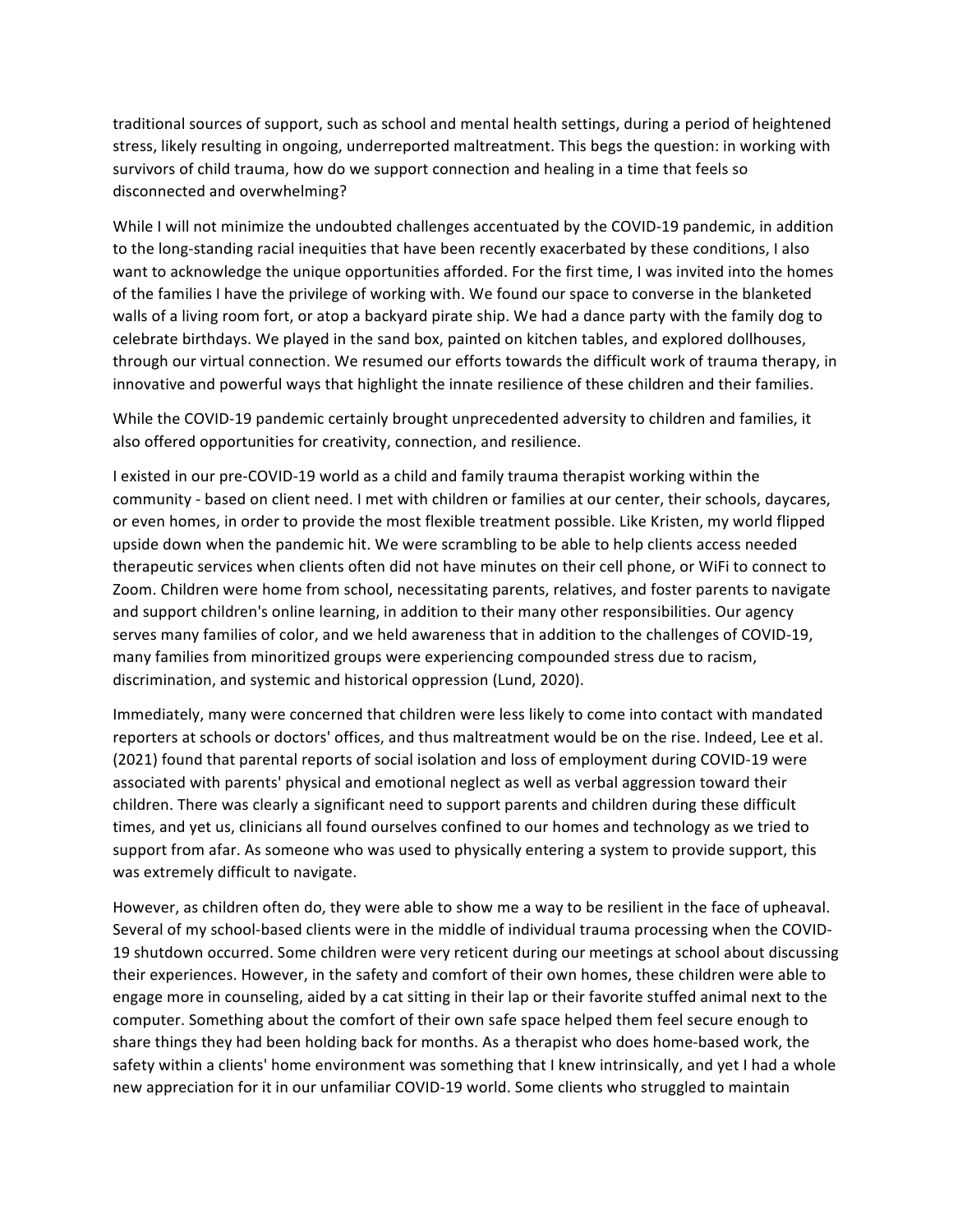traditional sources of support, such as school and mental health settings, during a period of heightened stress, likely resulting in ongoing, underreported maltreatment. This begs the question: in working with survivors of child trauma, how do we support connection and healing in a time that feels so disconnected and overwhelming?

While I will not minimize the undoubted challenges accentuated by the COVID-19 pandemic, in addition to the long-standing racial inequities that have been recently exacerbated by these conditions, I also want to acknowledge the unique opportunities afforded. For the first time, I was invited into the homes of the families I have the privilege of working with. We found our space to converse in the blanketed walls of a living room fort, or atop a backyard pirate ship. We had a dance party with the family dog to celebrate birthdays. We played in the sand box, painted on kitchen tables, and explored dollhouses, through our virtual connection. We resumed our efforts towards the difficult work of trauma therapy, in innovative and powerful ways that highlight the innate resilience of these children and their families.

While the COVID-19 pandemic certainly brought unprecedented adversity to children and families, it also offered opportunities for creativity, connection, and resilience.

I existed in our pre-COVID-19 world as a child and family trauma therapist working within the community - based on client need. I met with children or families at our center, their schools, daycares, or even homes, in order to provide the most flexible treatment possible. Like Kristen, my world flipped upside down when the pandemic hit. We were scrambling to be able to help clients access needed therapeutic services when clients often did not have minutes on their cell phone, or WiFi to connect to Zoom. Children were home from school, necessitating parents, relatives, and foster parents to navigate and support children's online learning, in addition to their many other responsibilities. Our agency serves many families of color, and we held awareness that in addition to the challenges of COVID-19, many families from minoritized groups were experiencing compounded stress due to racism, discrimination, and systemic and historical oppression (Lund, 2020).

Immediately, many were concerned that children were less likely to come into contact with mandated reporters at schools or doctors' offices, and thus maltreatment would be on the rise. Indeed, Lee et al. (2021) found that parental reports of social isolation and loss of employment during COVID-19 were associated with parents' physical and emotional neglect as well as verbal aggression toward their children. There was clearly a significant need to support parents and children during these difficult times, and yet us, clinicians all found ourselves confined to our homes and technology as we tried to support from afar. As someone who was used to physically entering a system to provide support, this was extremely difficult to navigate.

However, as children often do, they were able to show me a way to be resilient in the face of upheaval. Several of my school-based clients were in the middle of individual trauma processing when the COVID-19 shutdown occurred. Some children were very reticent during our meetings at school about discussing their experiences. However, in the safety and comfort of their own homes, these children were able to engage more in counseling, aided by a cat sitting in their lap or their favorite stuffed animal next to the computer. Something about the comfort of their own safe space helped them feel secure enough to share things they had been holding back for months. As a therapist who does home-based work, the safety within a clients' home environment was something that I knew intrinsically, and yet I had a whole new appreciation for it in our unfamiliar COVID-19 world. Some clients who struggled to maintain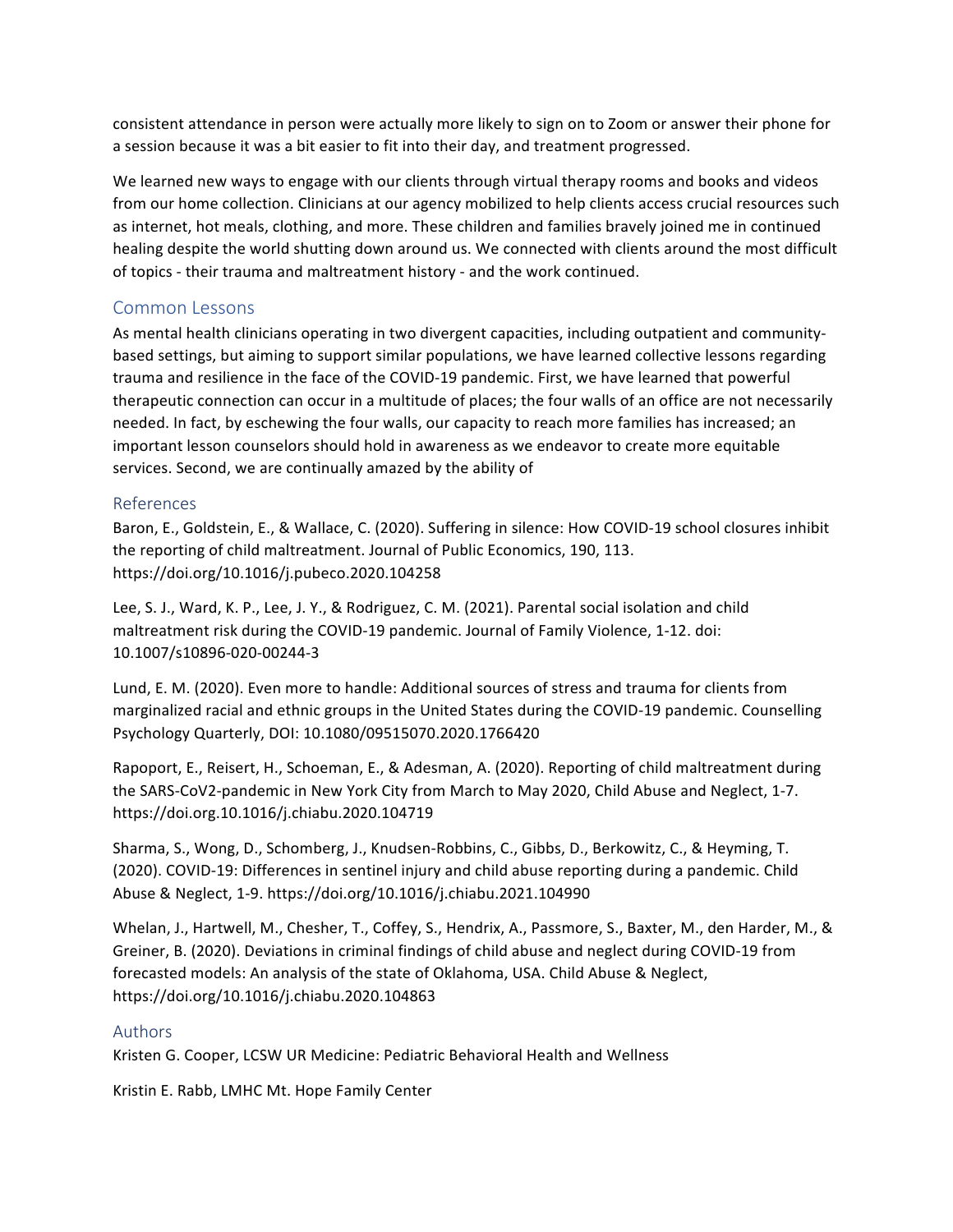consistent attendance in person were actually more likely to sign on to Zoom or answer their phone for a session because it was a bit easier to fit into their day, and treatment progressed.

We learned new ways to engage with our clients through virtual therapy rooms and books and videos from our home collection. Clinicians at our agency mobilized to help clients access crucial resources such as internet, hot meals, clothing, and more. These children and families bravely joined me in continued healing despite the world shutting down around us. We connected with clients around the most difficult of topics - their trauma and maltreatment history - and the work continued.

## Common Lessons

As mental health clinicians operating in two divergent capacities, including outpatient and community-based settings, but aiming to support similar populations, we have learned collective lessons regarding trauma and resilience in the face of the COVID-19 pandemic. First, we have learned that powerful therapeutic connection can occur in a multitude of places; the four walls of an office are not necessarily needed. In fact, by eschewing the four walls, our capacity to reach more families has increased; an important lesson counselors should hold in awareness as we endeavor to create more equitable services. Second, we are continually amazed by the ability of

## References

Baron, E., Goldstein, E., & Wallace, C. (2020). Suffering in silence: How COVID-19 school closures inhibit the reporting of child maltreatment. Journal of Public Economics, 190, 113. https://doi.org/10.1016/j.pubeco.2020.104258

Lee, S. J., Ward, K. P., Lee, J. Y., & Rodriguez, C. M. (2021). Parental social isolation and child maltreatment risk during the COVID-19 pandemic. Journal of Family Violence, 1-12. doi: 10.1007/s10896-020-00244-3

Lund, E. M. (2020). Even more to handle: Additional sources of stress and trauma for clients from marginalized racial and ethnic groups in the United States during the COVID-19 pandemic. Counselling Psychology Quarterly, DOI: 10.1080/09515070.2020.1766420

Rapoport, E., Reisert, H., Schoeman, E., & Adesman, A. (2020). Reporting of child maltreatment during the SARS-CoV2-pandemic in New York City from March to May 2020, Child Abuse and Neglect, 1-7. https://doi.org.10.1016/j.chiabu.2020.104719

Sharma, S., Wong, D., Schomberg, J., Knudsen-Robbins, C., Gibbs, D., Berkowitz, C., & Heyming, T. (2020). COVID-19: Differences in sentinel injury and child abuse reporting during a pandemic. Child Abuse & Neglect, 1-9. https://doi.org/10.1016/j.chiabu.2021.104990

Whelan, J., Hartwell, M., Chesher, T., Coffey, S., Hendrix, A., Passmore, S., Baxter, M., den Harder, M., & Greiner, B. (2020). Deviations in criminal findings of child abuse and neglect during COVID-19 from forecasted models: An analysis of the state of Oklahoma, USA. Child Abuse & Neglect, https://doi.org/10.1016/j.chiabu.2020.104863

## Authors

Kristen G. Cooper, LCSW UR Medicine: Pediatric Behavioral Health and Wellness

Kristin E. Rabb, LMHC Mt. Hope Family Center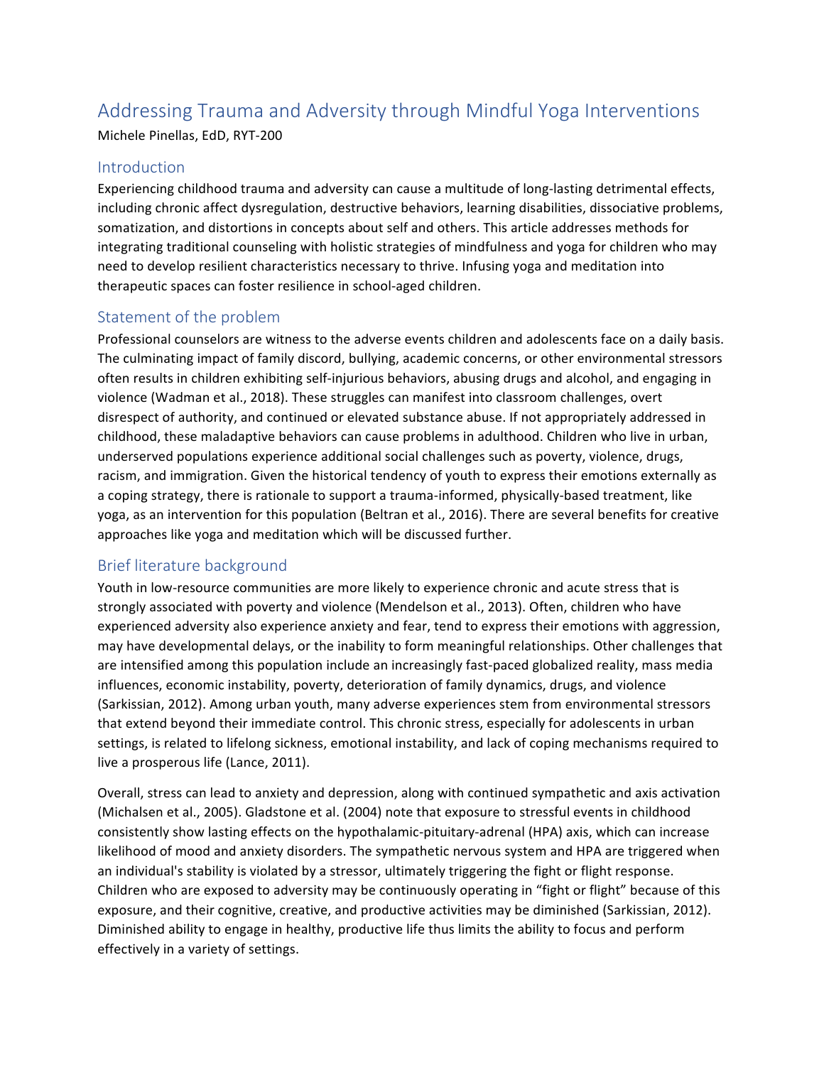# Addressing Trauma and Adversity through Mindful Yoga Interventions

Michele Pinellas, EdD, RYT-200

## Introduction

Experiencing childhood trauma and adversity can cause a multitude of long-lasting detrimental effects, including chronic affect dysregulation, destructive behaviors, learning disabilities, dissociative problems, somatization, and distortions in concepts about self and others. This article addresses methods for integrating traditional counseling with holistic strategies of mindfulness and yoga for children who may need to develop resilient characteristics necessary to thrive. Infusing yoga and meditation into therapeutic spaces can foster resilience in school-aged children.

## Statement of the problem

Professional counselors are witness to the adverse events children and adolescents face on a daily basis. The culminating impact of family discord, bullying, academic concerns, or other environmental stressors often results in children exhibiting self-injurious behaviors, abusing drugs and alcohol, and engaging in violence (Wadman et al., 2018). These struggles can manifest into classroom challenges, overt disrespect of authority, and continued or elevated substance abuse. If not appropriately addressed in childhood, these maladaptive behaviors can cause problems in adulthood. Children who live in urban, underserved populations experience additional social challenges such as poverty, violence, drugs, racism, and immigration. Given the historical tendency of youth to express their emotions externally as a coping strategy, there is rationale to support a trauma-informed, physically-based treatment, like yoga, as an intervention for this population (Beltran et al., 2016). There are several benefits for creative approaches like yoga and meditation which will be discussed further.

## Brief literature background

Youth in low-resource communities are more likely to experience chronic and acute stress that is strongly associated with poverty and violence (Mendelson et al., 2013). Often, children who have experienced adversity also experience anxiety and fear, tend to express their emotions with aggression, may have developmental delays, or the inability to form meaningful relationships. Other challenges that are intensified among this population include an increasingly fast-paced globalized reality, mass media influences, economic instability, poverty, deterioration of family dynamics, drugs, and violence (Sarkissian, 2012). Among urban youth, many adverse experiences stem from environmental stressors that extend beyond their immediate control. This chronic stress, especially for adolescents in urban settings, is related to lifelong sickness, emotional instability, and lack of coping mechanisms required to live a prosperous life (Lance, 2011).

Overall, stress can lead to anxiety and depression, along with continued sympathetic and axis activation (Michalsen et al., 2005). Gladstone et al. (2004) note that exposure to stressful events in childhood consistently show lasting effects on the hypothalamic-pituitary-adrenal (HPA) axis, which can increase likelihood of mood and anxiety disorders. The sympathetic nervous system and HPA are triggered when an individual's stability is violated by a stressor, ultimately triggering the fight or flight response. Children who are exposed to adversity may be continuously operating in "fight or flight" because of this exposure, and their cognitive, creative, and productive activities may be diminished (Sarkissian, 2012). Diminished ability to engage in healthy, productive life thus limits the ability to focus and perform effectively in a variety of settings.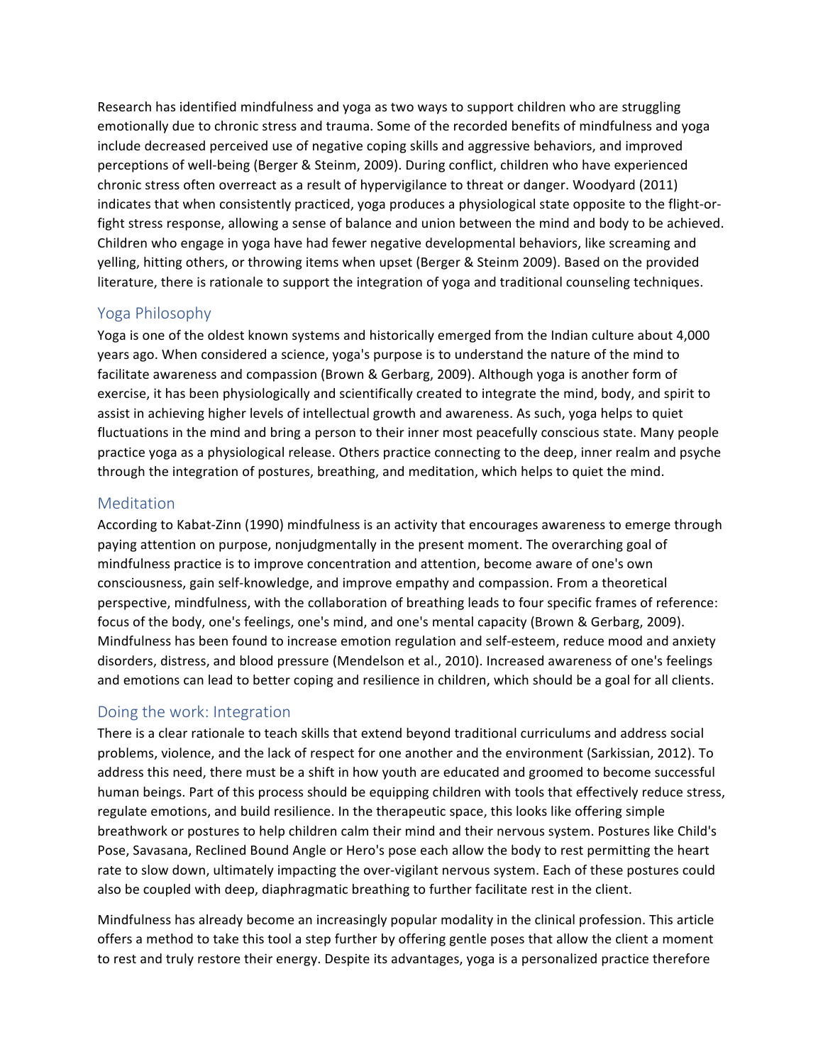Research has identified mindfulness and yoga as two ways to support children who are struggling emotionally due to chronic stress and trauma. Some of the recorded benefits of mindfulness and yoga include decreased perceived use of negative coping skills and aggressive behaviors, and improved perceptions of well-being (Berger & Steinm, 2009). During conflict, children who have experienced chronic stress often overreact as a result of hypervigilance to threat or danger. Woodyard (2011) indicates that when consistently practiced, yoga produces a physiological state opposite to the flight-or-fight stress response, allowing a sense of balance and union between the mind and body to be achieved. Children who engage in yoga have had fewer negative developmental behaviors, like screaming and yelling, hitting others, or throwing items when upset (Berger & Steinm 2009). Based on the provided literature, there is rationale to support the integration of yoga and traditional counseling techniques.

## Yoga Philosophy

Yoga is one of the oldest known systems and historically emerged from the Indian culture about 4,000 years ago. When considered a science, yoga's purpose is to understand the nature of the mind to facilitate awareness and compassion (Brown & Gerbarg, 2009). Although yoga is another form of exercise, it has been physiologically and scientifically created to integrate the mind, body, and spirit to assist in achieving higher levels of intellectual growth and awareness. As such, yoga helps to quiet fluctuations in the mind and bring a person to their inner most peacefully conscious state. Many people practice yoga as a physiological release. Others practice connecting to the deep, inner realm and psyche through the integration of postures, breathing, and meditation, which helps to quiet the mind.

## Meditation

According to Kabat-Zinn (1990) mindfulness is an activity that encourages awareness to emerge through paying attention on purpose, nonjudgmentally in the present moment. The overarching goal of mindfulness practice is to improve concentration and attention, become aware of one's own consciousness, gain self-knowledge, and improve empathy and compassion. From a theoretical perspective, mindfulness, with the collaboration of breathing leads to four specific frames of reference: focus of the body, one's feelings, one's mind, and one's mental capacity (Brown & Gerbarg, 2009). Mindfulness has been found to increase emotion regulation and self-esteem, reduce mood and anxiety disorders, distress, and blood pressure (Mendelson et al., 2010). Increased awareness of one's feelings and emotions can lead to better coping and resilience in children, which should be a goal for all clients.

## Doing the work: Integration

There is a clear rationale to teach skills that extend beyond traditional curriculums and address social problems, violence, and the lack of respect for one another and the environment (Sarkissian, 2012). To address this need, there must be a shift in how youth are educated and groomed to become successful human beings. Part of this process should be equipping children with tools that effectively reduce stress, regulate emotions, and build resilience. In the therapeutic space, this looks like offering simple breathwork or postures to help children calm their mind and their nervous system. Postures like Child's Pose, Savasana, Reclined Bound Angle or Hero's pose each allow the body to rest permitting the heart rate to slow down, ultimately impacting the over-vigilant nervous system. Each of these postures could also be coupled with deep, diaphragmatic breathing to further facilitate rest in the client.

Mindfulness has already become an increasingly popular modality in the clinical profession. This article offers a method to take this tool a step further by offering gentle poses that allow the client a moment to rest and truly restore their energy. Despite its advantages, yoga is a personalized practice therefore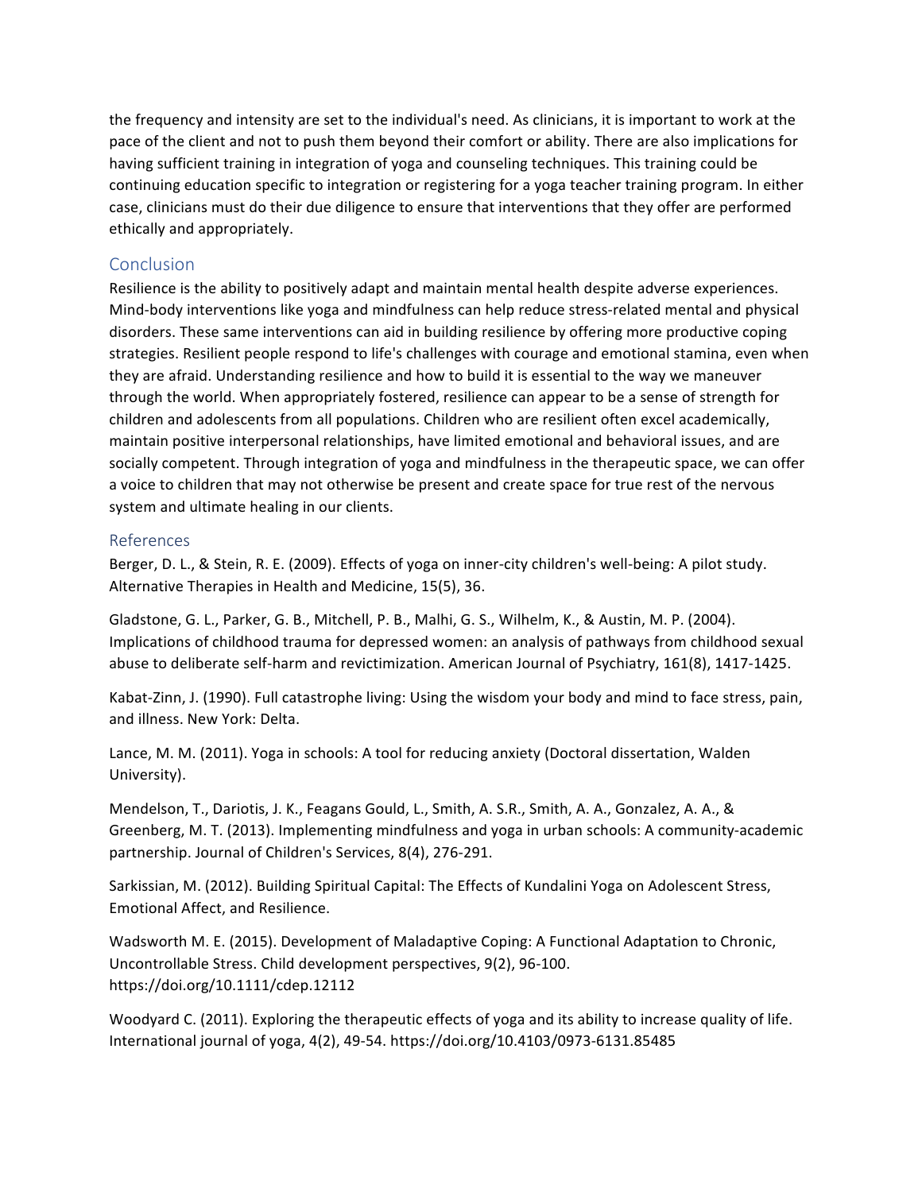the frequency and intensity are set to the individual's need. As clinicians, it is important to work at the pace of the client and not to push them beyond their comfort or ability. There are also implications for having sufficient training in integration of yoga and counseling techniques. This training could be continuing education specific to integration or registering for a yoga teacher training program. In either case, clinicians must do their due diligence to ensure that interventions that they offer are performed ethically and appropriately.

## Conclusion

Resilience is the ability to positively adapt and maintain mental health despite adverse experiences. Mind-body interventions like yoga and mindfulness can help reduce stress-related mental and physical disorders. These same interventions can aid in building resilience by offering more productive coping strategies. Resilient people respond to life's challenges with courage and emotional stamina, even when they are afraid. Understanding resilience and how to build it is essential to the way we maneuver through the world. When appropriately fostered, resilience can appear to be a sense of strength for children and adolescents from all populations. Children who are resilient often excel academically, maintain positive interpersonal relationships, have limited emotional and behavioral issues, and are socially competent. Through integration of yoga and mindfulness in the therapeutic space, we can offer a voice to children that may not otherwise be present and create space for true rest of the nervous system and ultimate healing in our clients.

## References

Berger, D. L., & Stein, R. E. (2009). Effects of yoga on inner-city children's well-being: A pilot study. Alternative Therapies in Health and Medicine, 15(5), 36.

Gladstone, G. L., Parker, G. B., Mitchell, P. B., Malhi, G. S., Wilhelm, K., & Austin, M. P. (2004). Implications of childhood trauma for depressed women: an analysis of pathways from childhood sexual abuse to deliberate self-harm and revictimization. American Journal of Psychiatry, 161(8), 1417-1425.

Kabat-Zinn, J. (1990). Full catastrophe living: Using the wisdom your body and mind to face stress, pain, and illness. New York: Delta.

Lance, M. M. (2011). Yoga in schools: A tool for reducing anxiety (Doctoral dissertation, Walden University).

Mendelson, T., Dariotis, J. K., Feagans Gould, L., Smith, A. S.R., Smith, A. A., Gonzalez, A. A., & Greenberg, M. T. (2013). Implementing mindfulness and yoga in urban schools: A community-academic partnership. Journal of Children's Services, 8(4), 276-291.

Sarkissian, M. (2012). Building Spiritual Capital: The Effects of Kundalini Yoga on Adolescent Stress, Emotional Affect, and Resilience.

Wadsworth M. E. (2015). Development of Maladaptive Coping: A Functional Adaptation to Chronic, Uncontrollable Stress. Child development perspectives, 9(2), 96-100. https://doi.org/10.1111/cdep.12112

Woodyard C. (2011). Exploring the therapeutic effects of yoga and its ability to increase quality of life. International journal of yoga, 4(2), 49-54. https://doi.org/10.4103/0973-6131.85485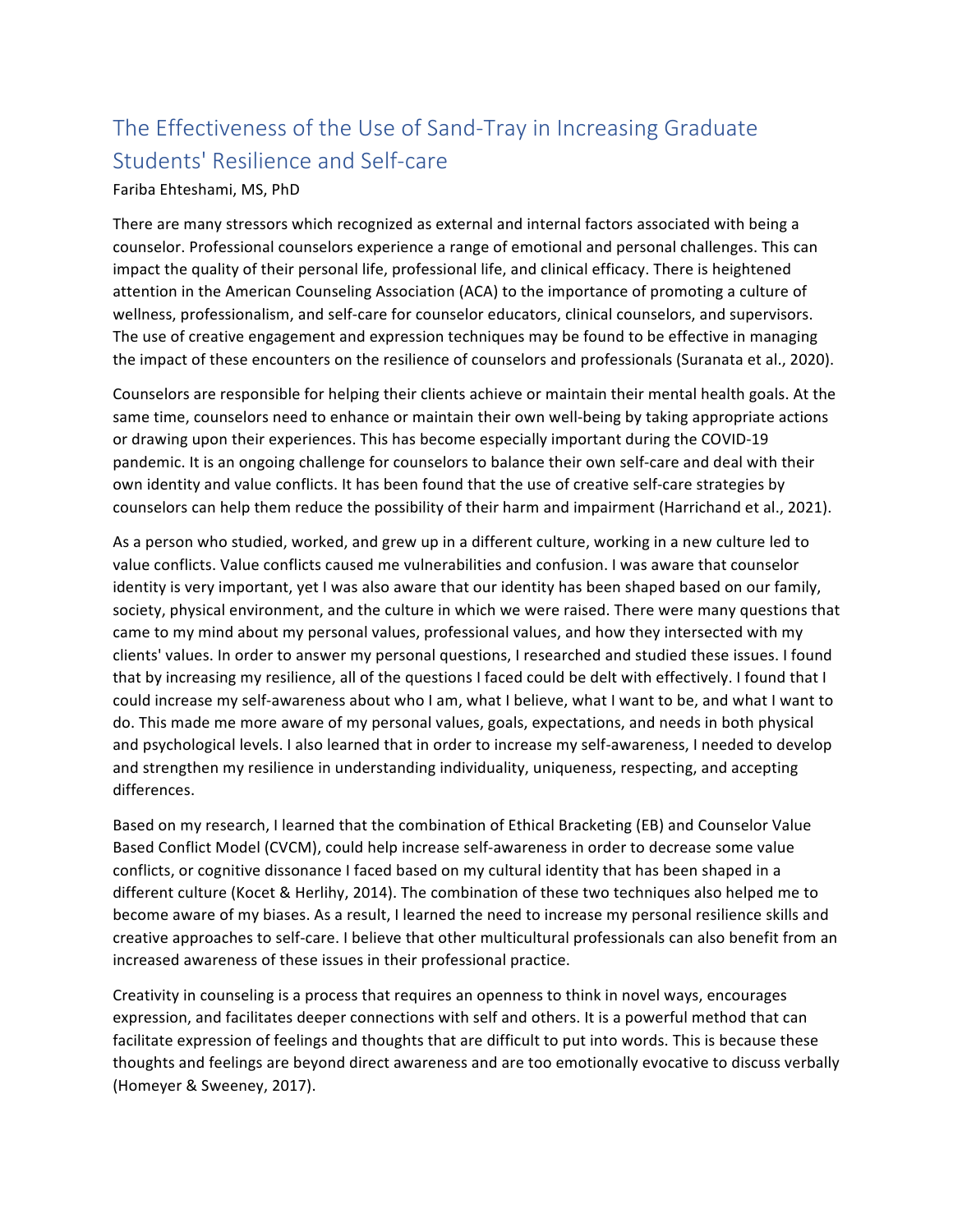# The Effectiveness of the Use of Sand-Tray in Increasing Graduate Students' Resilience and Self-care

Fariba Ehteshami, MS, PhD

There are many stressors which recognized as external and internal factors associated with being a counselor. Professional counselors experience a range of emotional and personal challenges. This can impact the quality of their personal life, professional life, and clinical efficacy. There is heightened attention in the American Counseling Association (ACA) to the importance of promoting a culture of wellness, professionalism, and self-care for counselor educators, clinical counselors, and supervisors. The use of creative engagement and expression techniques may be found to be effective in managing the impact of these encounters on the resilience of counselors and professionals (Suranata et al., 2020).

Counselors are responsible for helping their clients achieve or maintain their mental health goals. At the same time, counselors need to enhance or maintain their own well-being by taking appropriate actions or drawing upon their experiences. This has become especially important during the COVID-19 pandemic. It is an ongoing challenge for counselors to balance their own self-care and deal with their own identity and value conflicts. It has been found that the use of creative self-care strategies by counselors can help them reduce the possibility of their harm and impairment (Harrichand et al., 2021).

As a person who studied, worked, and grew up in a different culture, working in a new culture led to value conflicts. Value conflicts caused me vulnerabilities and confusion. I was aware that counselor identity is very important, yet I was also aware that our identity has been shaped based on our family, society, physical environment, and the culture in which we were raised. There were many questions that came to my mind about my personal values, professional values, and how they intersected with my clients' values. In order to answer my personal questions, I researched and studied these issues. I found that by increasing my resilience, all of the questions I faced could be delt with effectively. I found that I could increase my self-awareness about who I am, what I believe, what I want to be, and what I want to do. This made me more aware of my personal values, goals, expectations, and needs in both physical and psychological levels. I also learned that in order to increase my self-awareness, I needed to develop and strengthen my resilience in understanding individuality, uniqueness, respecting, and accepting differences.

Based on my research, I learned that the combination of Ethical Bracketing (EB) and Counselor Value Based Conflict Model (CVCM), could help increase self-awareness in order to decrease some value conflicts, or cognitive dissonance I faced based on my cultural identity that has been shaped in a different culture (Kocet & Herlihy, 2014). The combination of these two techniques also helped me to become aware of my biases. As a result, I learned the need to increase my personal resilience skills and creative approaches to self-care. I believe that other multicultural professionals can also benefit from an increased awareness of these issues in their professional practice.

Creativity in counseling is a process that requires an openness to think in novel ways, encourages expression, and facilitates deeper connections with self and others. It is a powerful method that can facilitate expression of feelings and thoughts that are difficult to put into words. This is because these thoughts and feelings are beyond direct awareness and are too emotionally evocative to discuss verbally (Homeyer & Sweeney, 2017).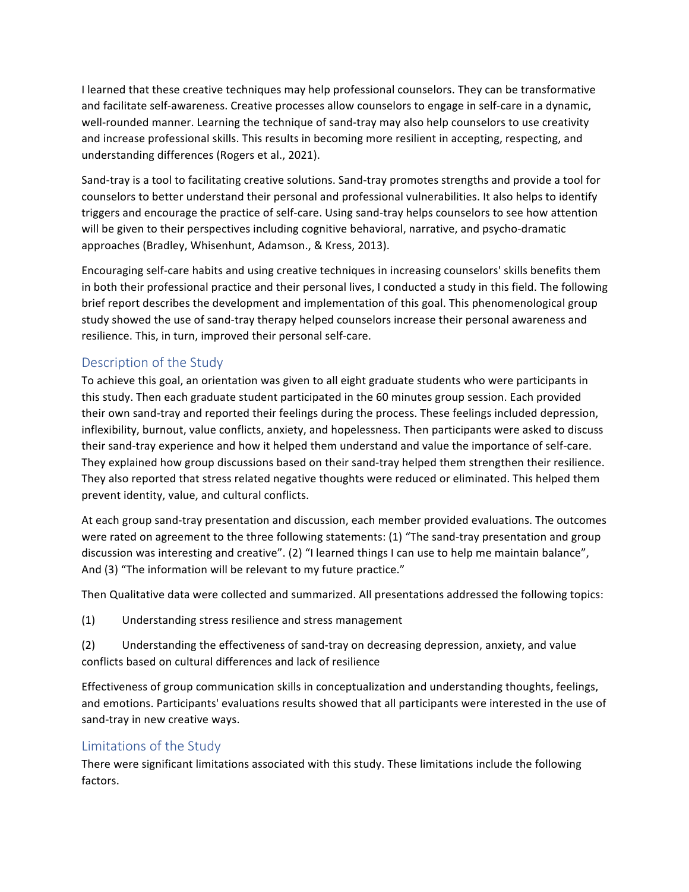I learned that these creative techniques may help professional counselors. They can be transformative and facilitate self-awareness. Creative processes allow counselors to engage in self-care in a dynamic, well-rounded manner. Learning the technique of sand-tray may also help counselors to use creativity and increase professional skills. This results in becoming more resilient in accepting, respecting, and understanding differences (Rogers et al., 2021).

Sand-tray is a tool to facilitating creative solutions. Sand-tray promotes strengths and provide a tool for counselors to better understand their personal and professional vulnerabilities. It also helps to identify triggers and encourage the practice of self-care. Using sand-tray helps counselors to see how attention will be given to their perspectives including cognitive behavioral, narrative, and psycho-dramatic approaches (Bradley, Whisenhunt, Adamson., & Kress, 2013).

Encouraging self-care habits and using creative techniques in increasing counselors' skills benefits them in both their professional practice and their personal lives, I conducted a study in this field. The following brief report describes the development and implementation of this goal. This phenomenological group study showed the use of sand-tray therapy helped counselors increase their personal awareness and resilience. This, in turn, improved their personal self-care.

## Description of the Study

To achieve this goal, an orientation was given to all eight graduate students who were participants in this study. Then each graduate student participated in the 60 minutes group session. Each provided their own sand-tray and reported their feelings during the process. These feelings included depression, inflexibility, burnout, value conflicts, anxiety, and hopelessness. Then participants were asked to discuss their sand-tray experience and how it helped them understand and value the importance of self-care. They explained how group discussions based on their sand-tray helped them strengthen their resilience. They also reported that stress related negative thoughts were reduced or eliminated. This helped them prevent identity, value, and cultural conflicts.

At each group sand-tray presentation and discussion, each member provided evaluations. The outcomes were rated on agreement to the three following statements: (1) "The sand-tray presentation and group discussion was interesting and creative". (2) "I learned things I can use to help me maintain balance", And (3) "The information will be relevant to my future practice."

Then Qualitative data were collected and summarized. All presentations addressed the following topics:

(1) Understanding stress resilience and stress management

(2) Understanding the effectiveness of sand-tray on decreasing depression, anxiety, and value conflicts based on cultural differences and lack of resilience

Effectiveness of group communication skills in conceptualization and understanding thoughts, feelings, and emotions. Participants' evaluations results showed that all participants were interested in the use of sand-tray in new creative ways.

## Limitations of the Study

There were significant limitations associated with this study. These limitations include the following factors.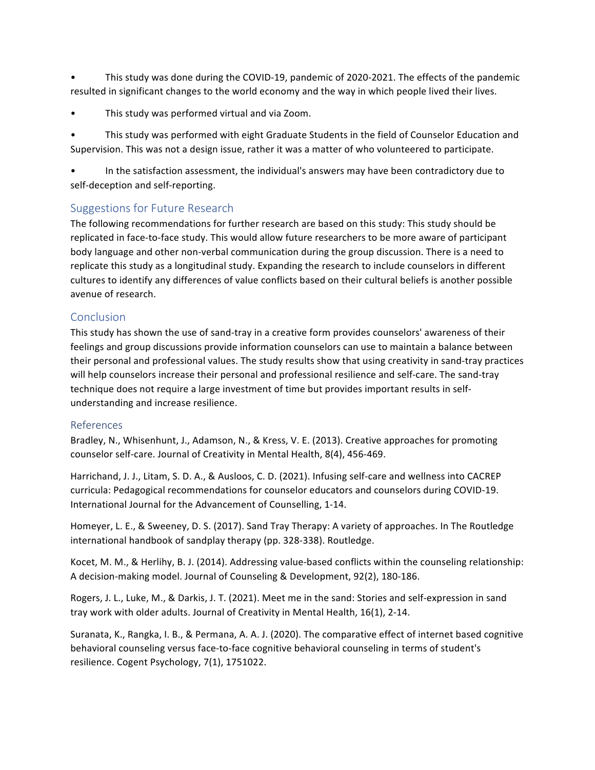- This study was done during the COVID-19, pandemic of 2020-2021. The effects of the pandemic resulted in significant changes to the world economy and the way in which people lived their lives.
- This study was performed virtual and via Zoom.
- This study was performed with eight Graduate Students in the field of Counselor Education and Supervision. This was not a design issue, rather it was a matter of who volunteered to participate.
- In the satisfaction assessment, the individual's answers may have been contradictory due to self-deception and self-reporting.

## Suggestions for Future Research

The following recommendations for further research are based on this study: This study should be replicated in face-to-face study. This would allow future researchers to be more aware of participant body language and other non-verbal communication during the group discussion. There is a need to replicate this study as a longitudinal study. Expanding the research to include counselors in different cultures to identify any differences of value conflicts based on their cultural beliefs is another possible avenue of research.

## Conclusion

This study has shown the use of sand-tray in a creative form provides counselors' awareness of their feelings and group discussions provide information counselors can use to maintain a balance between their personal and professional values. The study results show that using creativity in sand-tray practices will help counselors increase their personal and professional resilience and self-care. The sand-tray technique does not require a large investment of time but provides important results in self-understanding and increase resilience.

## References

Bradley, N., Whisenhunt, J., Adamson, N., & Kress, V. E. (2013). Creative approaches for promoting counselor self-care. Journal of Creativity in Mental Health, 8(4), 456-469.

Harrichand, J. J., Litam, S. D. A., & Ausloos, C. D. (2021). Infusing self-care and wellness into CACREP curricula: Pedagogical recommendations for counselor educators and counselors during COVID-19. International Journal for the Advancement of Counselling, 1-14.

Homeyer, L. E., & Sweeney, D. S. (2017). Sand Tray Therapy: A variety of approaches. In The Routledge international handbook of sandplay therapy (pp. 328-338). Routledge.

Kocet, M. M., & Herlihy, B. J. (2014). Addressing value-based conflicts within the counseling relationship: A decision-making model. Journal of Counseling & Development, 92(2), 180-186.

Rogers, J. L., Luke, M., & Darkis, J. T. (2021). Meet me in the sand: Stories and self-expression in sand tray work with older adults. Journal of Creativity in Mental Health, 16(1), 2-14.

Suranata, K., Rangka, I. B., & Permana, A. A. J. (2020). The comparative effect of internet based cognitive behavioral counseling versus face-to-face cognitive behavioral counseling in terms of student's resilience. Cogent Psychology, 7(1), 1751022.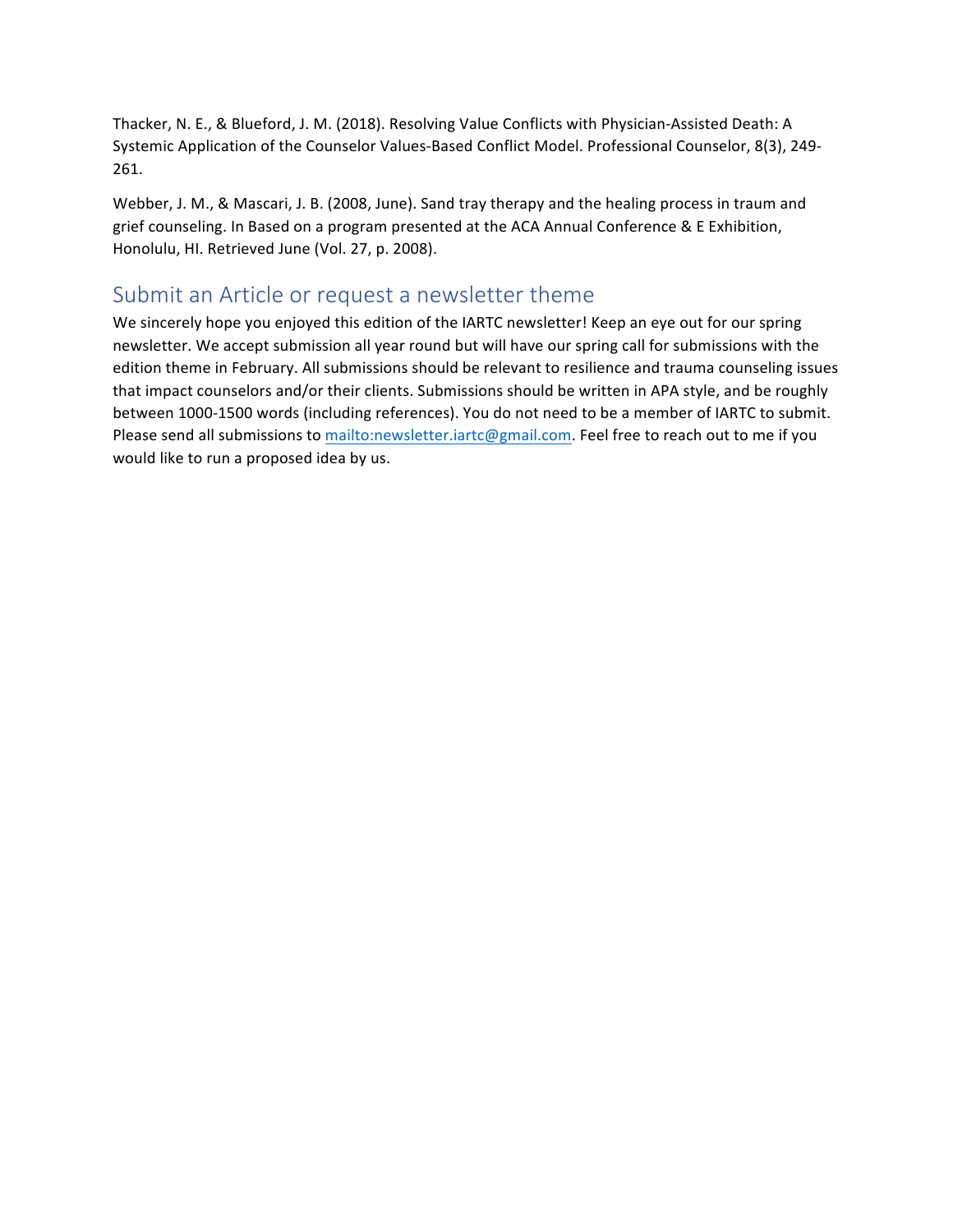Thacker, N. E., & Blueford, J. M. (2018). Resolving Value Conflicts with Physician-Assisted Death: A Systemic Application of the Counselor Values-Based Conflict Model. Professional Counselor, 8(3), 249-261.

Webber, J. M., & Mascari, J. B. (2008, June). Sand tray therapy and the healing process in traum and grief counseling. In Based on a program presented at the ACA Annual Conference & E Exhibition, Honolulu, HI. Retrieved June (Vol. 27, p. 2008).

## Submit an Article or request a newsletter theme

We sincerely hope you enjoyed this edition of the IARTC newsletter! Keep an eye out for our spring newsletter. We accept submission all year round but will have our spring call for submissions with the edition theme in February. All submissions should be relevant to resilience and trauma counseling issues that impact counselors and/or their clients. Submissions should be written in APA style, and be roughly between 1000-1500 words (including references). You do not need to be a member of IARTC to submit. Please send all submissions to [mailto:newsletter.iartc@gmail.com](mailto:newsletter.iartc@gmail.com). Feel free to reach out to me if you would like to run a proposed idea by us.